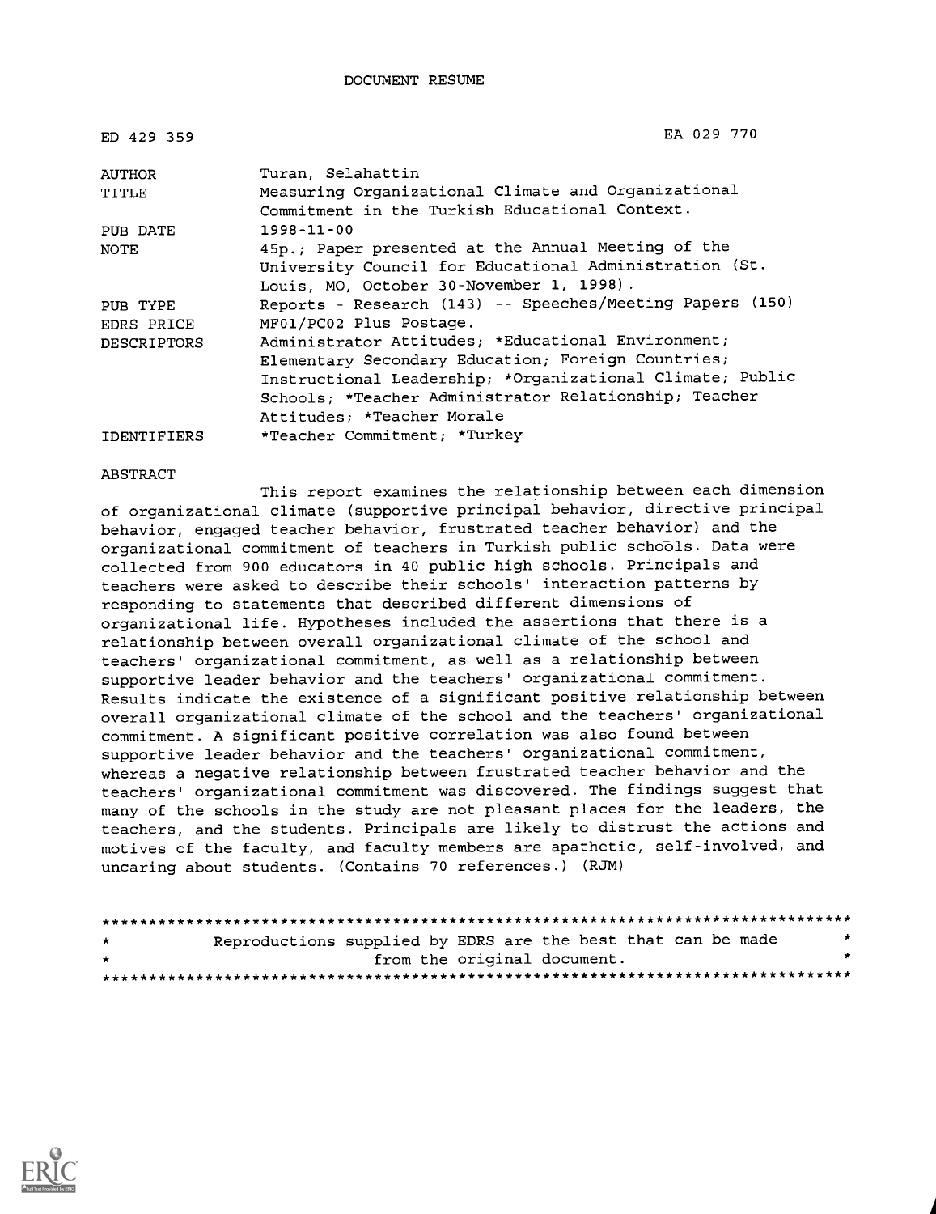# DOCUMENT RESUME

| | |
|---|---|
| ED 429 359 | EA 029 770 |
| AUTHOR | Turan, Selahattin |
| TITLE | Measuring Organizational Climate and Organizational Commitment in the Turkish Educational Context. |
| PUB DATE | 1998-11-00 |
| NOTE | 45p.; Paper presented at the Annual Meeting of the University Council for Educational Administration (St. Louis, MO, October 30-November 1, 1998). |
| PUB TYPE | Reports - Research (143) -- Speeches/Meeting Papers (150) |
| EDRS PRICE | MF01/PC02 Plus Postage. |
| DESCRIPTORS | Administrator Attitudes; *Educational Environment; Elementary Secondary Education; Foreign Countries; Instructional Leadership; *Organizational Climate; Public Schools; *Teacher Administrator Relationship; Teacher Attitudes; *Teacher Morale |
| IDENTIFIERS | *Teacher Commitment; *Turkey |

ABSTRACT

This report examines the relationship between each dimension of organizational climate (supportive principal behavior, directive principal behavior, engaged teacher behavior, frustrated teacher behavior) and the organizational commitment of teachers in Turkish public schools. Data were collected from 900 educators in 40 public high schools. Principals and teachers were asked to describe their schools' interaction patterns by responding to statements that described different dimensions of organizational life. Hypotheses included the assertions that there is a relationship between overall organizational climate of the school and teachers' organizational commitment, as well as a relationship between supportive leader behavior and the teachers' organizational commitment. Results indicate the existence of a significant positive relationship between overall organizational climate of the school and the teachers' organizational commitment. A significant positive correlation was also found between supportive leader behavior and the teachers' organizational commitment, whereas a negative relationship between frustrated teacher behavior and the teachers' organizational commitment was discovered. The findings suggest that many of the schools in the study are not pleasant places for the leaders, the teachers, and the students. Principals are likely to distrust the actions and motives of the faculty, and faculty members are apathetic, self-involved, and uncaring about students. (Contains 70 references.) (RJM)

********************************************************************************
* Reproductions supplied by EDRS are the best that can be made *
* from the original document. *
********************************************************************************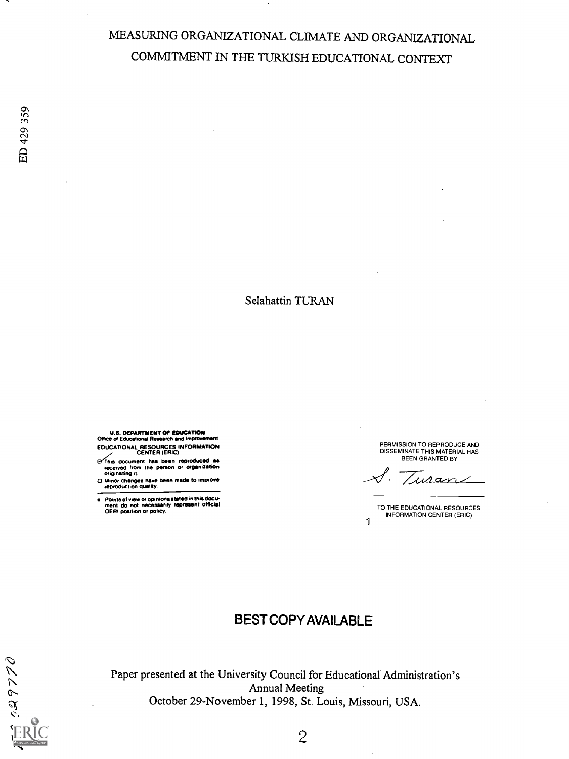# MEASURING ORGANIZATIONAL CLIMATE AND ORGANIZATIONAL COMMITMENT IN THE TURKISH EDUCATIONAL CONTEXT

Selahattin TURAN

U.S. DEPARTMENT OF EDUCATION
Office of Educational Research and Improvement
EDUCATIONAL RESOURCES INFORMATION CENTER (ERIC)

- This document has been reproduced as received from the person or organization originating it.
- Minor changes have been made to improve reproduction quality.

- Points of view or opinions stated in this document do not necessarily represent official OERI position or policy.

PERMISSION TO REPRODUCE AND DISSEMINATE THIS MATERIAL HAS BEEN GRANTED BY

S. Turan

TO THE EDUCATIONAL RESOURCES INFORMATION CENTER (ERIC)

BEST COPY AVAILABLE

Paper presented at the University Council for Educational Administration's Annual Meeting
October 29-November 1, 1998, St. Louis, Missouri, USA.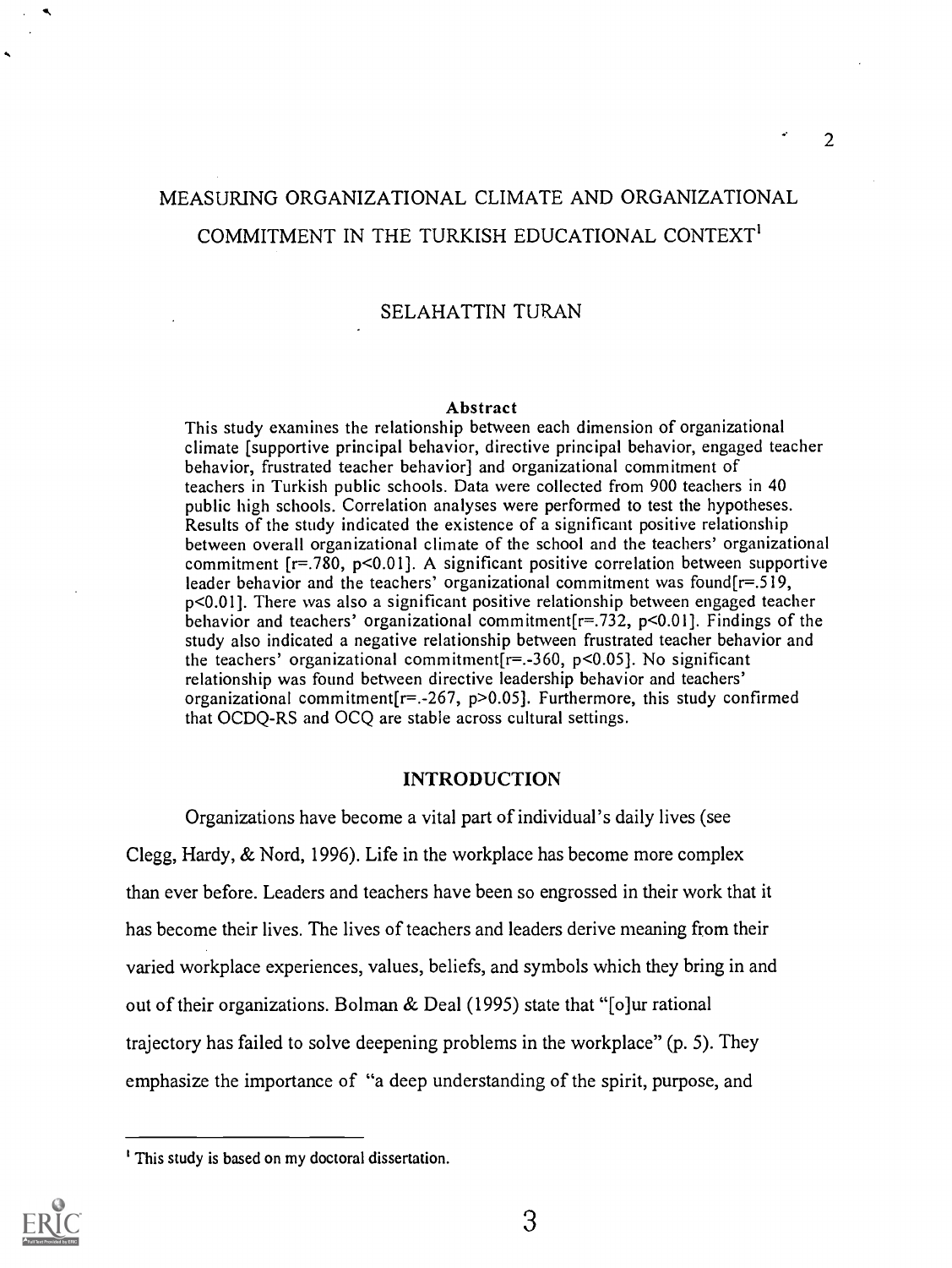# MEASURING ORGANIZATIONAL CLIMATE AND ORGANIZATIONAL COMMITMENT IN THE TURKISH EDUCATIONAL CONTEXT[1]

SELAHATTIN TURAN

### Abstract

This study examines the relationship between each dimension of organizational climate [supportive principal behavior, directive principal behavior, engaged teacher behavior, frustrated teacher behavior] and organizational commitment of teachers in Turkish public schools. Data were collected from 900 teachers in 40 public high schools. Correlation analyses were performed to test the hypotheses. Results of the study indicated the existence of a significant positive relationship between overall organizational climate of the school and the teachers' organizational commitment [$r=.780$, $p<0.01$]. A significant positive correlation between supportive leader behavior and the teachers' organizational commitment was found[$r=.519$, $p<0.01$]. There was also a significant positive relationship between engaged teacher behavior and teachers' organizational commitment[$r=.732$, $p<0.01$]. Findings of the study also indicated a negative relationship between frustrated teacher behavior and the teachers' organizational commitment[$r=.-360$, $p<0.05$]. No significant relationship was found between directive leadership behavior and teachers' organizational commitment[$r=.-267$, $p>0.05$]. Furthermore, this study confirmed that OCDQ-RS and OCQ are stable across cultural settings.

## INTRODUCTION

Organizations have become a vital part of individual's daily lives (see Clegg, Hardy, & Nord, 1996). Life in the workplace has become more complex than ever before. Leaders and teachers have been so engrossed in their work that it has become their lives. The lives of teachers and leaders derive meaning from their varied workplace experiences, values, beliefs, and symbols which they bring in and out of their organizations. Bolman & Deal (1995) state that "[o]ur rational trajectory has failed to solve deepening problems in the workplace" (p. 5). They emphasize the importance of "a deep understanding of the spirit, purpose, and

[1] This study is based on my doctoral dissertation.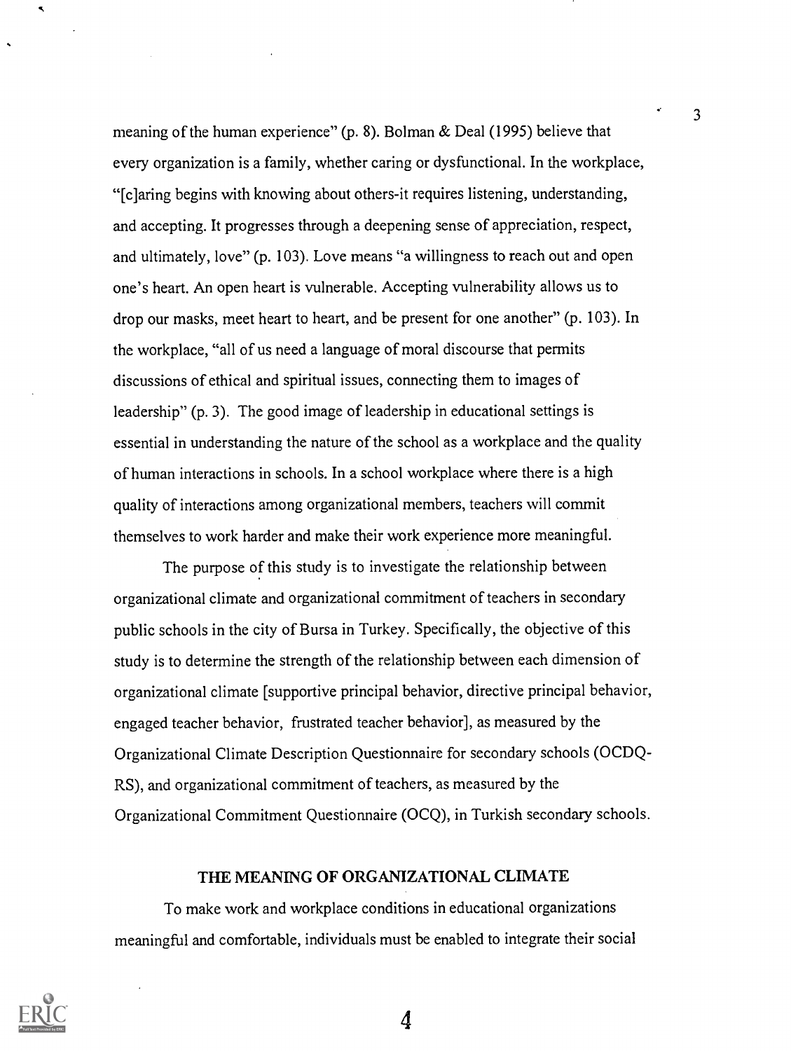meaning of the human experience" (p. 8). Bolman & Deal (1995) believe that every organization is a family, whether caring or dysfunctional. In the workplace, "[c]aring begins with knowing about others-it requires listening, understanding, and accepting. It progresses through a deepening sense of appreciation, respect, and ultimately, love" (p. 103). Love means "a willingness to reach out and open one's heart. An open heart is vulnerable. Accepting vulnerability allows us to drop our masks, meet heart to heart, and be present for one another" (p. 103). In the workplace, "all of us need a language of moral discourse that permits discussions of ethical and spiritual issues, connecting them to images of leadership" (p. 3). The good image of leadership in educational settings is essential in understanding the nature of the school as a workplace and the quality of human interactions in schools. In a school workplace where there is a high quality of interactions among organizational members, teachers will commit themselves to work harder and make their work experience more meaningful.

The purpose of this study is to investigate the relationship between organizational climate and organizational commitment of teachers in secondary public schools in the city of Bursa in Turkey. Specifically, the objective of this study is to determine the strength of the relationship between each dimension of organizational climate [supportive principal behavior, directive principal behavior, engaged teacher behavior, frustrated teacher behavior], as measured by the Organizational Climate Description Questionnaire for secondary schools (OCDQ-RS), and organizational commitment of teachers, as measured by the Organizational Commitment Questionnaire (OCQ), in Turkish secondary schools.

## THE MEANING OF ORGANIZATIONAL CLIMATE

To make work and workplace conditions in educational organizations meaningful and comfortable, individuals must be enabled to integrate their social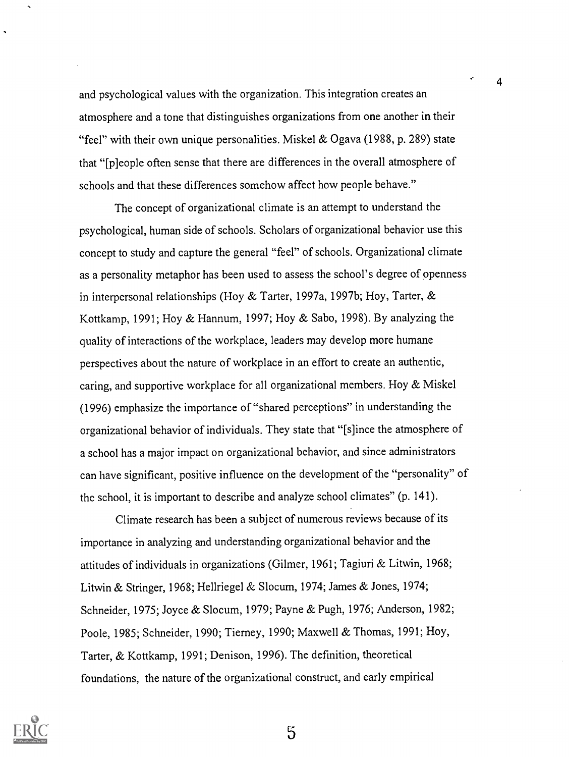and psychological values with the organization. This integration creates an atmosphere and a tone that distinguishes organizations from one another in their "feel" with their own unique personalities. Miskel & Ogava (1988, p. 289) state that "[p]eople often sense that there are differences in the overall atmosphere of schools and that these differences somehow affect how people behave."

The concept of organizational climate is an attempt to understand the psychological, human side of schools. Scholars of organizational behavior use this concept to study and capture the general "feel" of schools. Organizational climate as a personality metaphor has been used to assess the school's degree of openness in interpersonal relationships (Hoy & Tarter, 1997a, 1997b; Hoy, Tarter, & Kottkamp, 1991; Hoy & Hannum, 1997; Hoy & Sabo, 1998). By analyzing the quality of interactions of the workplace, leaders may develop more humane perspectives about the nature of workplace in an effort to create an authentic, caring, and supportive workplace for all organizational members. Hoy & Miskel (1996) emphasize the importance of "shared perceptions" in understanding the organizational behavior of individuals. They state that "[s]ince the atmosphere of a school has a major impact on organizational behavior, and since administrators can have significant, positive influence on the development of the "personality" of the school, it is important to describe and analyze school climates" (p. 141).

Climate research has been a subject of numerous reviews because of its importance in analyzing and understanding organizational behavior and the attitudes of individuals in organizations (Gilmer, 1961; Tagiuri & Litwin, 1968; Litwin & Stringer, 1968; Hellriegel & Slocum, 1974; James & Jones, 1974; Schneider, 1975; Joyce & Slocum, 1979; Payne & Pugh, 1976; Anderson, 1982; Poole, 1985; Schneider, 1990; Tierney, 1990; Maxwell & Thomas, 1991; Hoy, Tarter, & Kottkamp, 1991; Denison, 1996). The definition, theoretical foundations, the nature of the organizational construct, and early empirical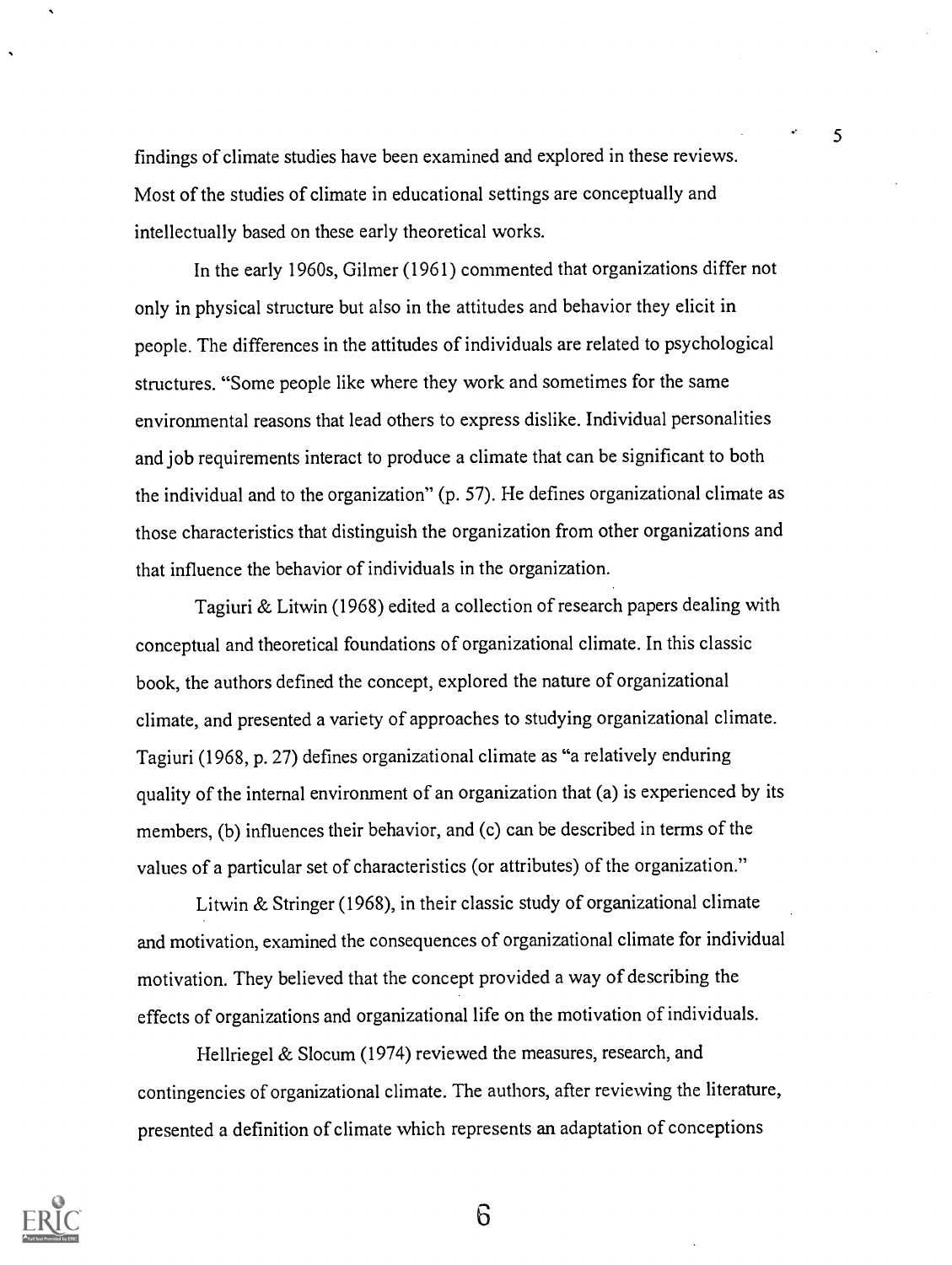findings of climate studies have been examined and explored in these reviews. Most of the studies of climate in educational settings are conceptually and intellectually based on these early theoretical works.

In the early 1960s, Gilmer (1961) commented that organizations differ not only in physical structure but also in the attitudes and behavior they elicit in people. The differences in the attitudes of individuals are related to psychological structures. "Some people like where they work and sometimes for the same environmental reasons that lead others to express dislike. Individual personalities and job requirements interact to produce a climate that can be significant to both the individual and to the organization" (p. 57). He defines organizational climate as those characteristics that distinguish the organization from other organizations and that influence the behavior of individuals in the organization.

Tagiuri & Litwin (1968) edited a collection of research papers dealing with conceptual and theoretical foundations of organizational climate. In this classic book, the authors defined the concept, explored the nature of organizational climate, and presented a variety of approaches to studying organizational climate. Tagiuri (1968, p. 27) defines organizational climate as "a relatively enduring quality of the internal environment of an organization that (a) is experienced by its members, (b) influences their behavior, and (c) can be described in terms of the values of a particular set of characteristics (or attributes) of the organization."

Litwin & Stringer (1968), in their classic study of organizational climate and motivation, examined the consequences of organizational climate for individual motivation. They believed that the concept provided a way of describing the effects of organizations and organizational life on the motivation of individuals.

Hellriegel & Slocum (1974) reviewed the measures, research, and contingencies of organizational climate. The authors, after reviewing the literature, presented a definition of climate which represents an adaptation of conceptions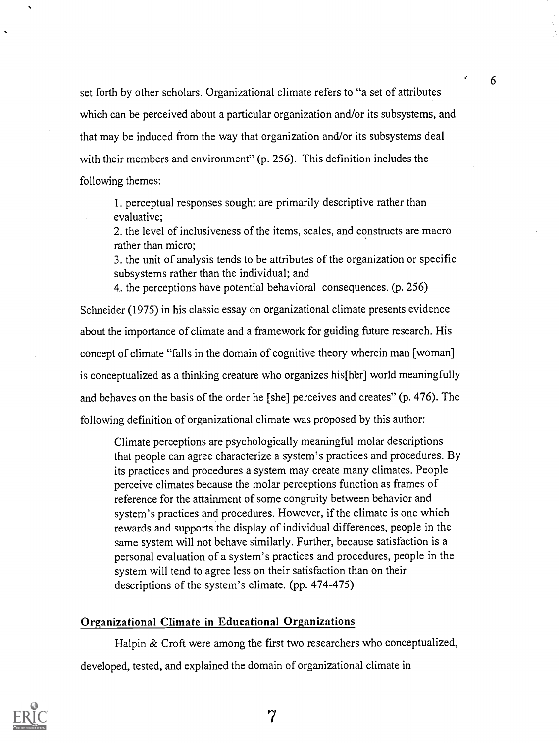set forth by other scholars. Organizational climate refers to "a set of attributes which can be perceived about a particular organization and/or its subsystems, and that may be induced from the way that organization and/or its subsystems deal with their members and environment" (p. 256). This definition includes the following themes:

> 1. perceptual responses sought are primarily descriptive rather than evaluative;
> 2. the level of inclusiveness of the items, scales, and constructs are macro rather than micro;
> 3. the unit of analysis tends to be attributes of the organization or specific subsystems rather than the individual; and
> 4. the perceptions have potential behavioral consequences. (p. 256)

Schneider (1975) in his classic essay on organizational climate presents evidence about the importance of climate and a framework for guiding future research. His concept of climate "falls in the domain of cognitive theory wherein man [woman] is conceptualized as a thinking creature who organizes his[her] world meaningfully and behaves on the basis of the order he [she] perceives and creates" (p. 476). The following definition of organizational climate was proposed by this author:

> Climate perceptions are psychologically meaningful molar descriptions that people can agree characterize a system's practices and procedures. By its practices and procedures a system may create many climates. People perceive climates because the molar perceptions function as frames of reference for the attainment of some congruity between behavior and system's practices and procedures. However, if the climate is one which rewards and supports the display of individual differences, people in the same system will not behave similarly. Further, because satisfaction is a personal evaluation of a system's practices and procedures, people in the system will tend to agree less on their satisfaction than on their descriptions of the system's climate. (pp. 474-475)

## Organizational Climate in Educational Organizations

Halpin & Croft were among the first two researchers who conceptualized, developed, tested, and explained the domain of organizational climate in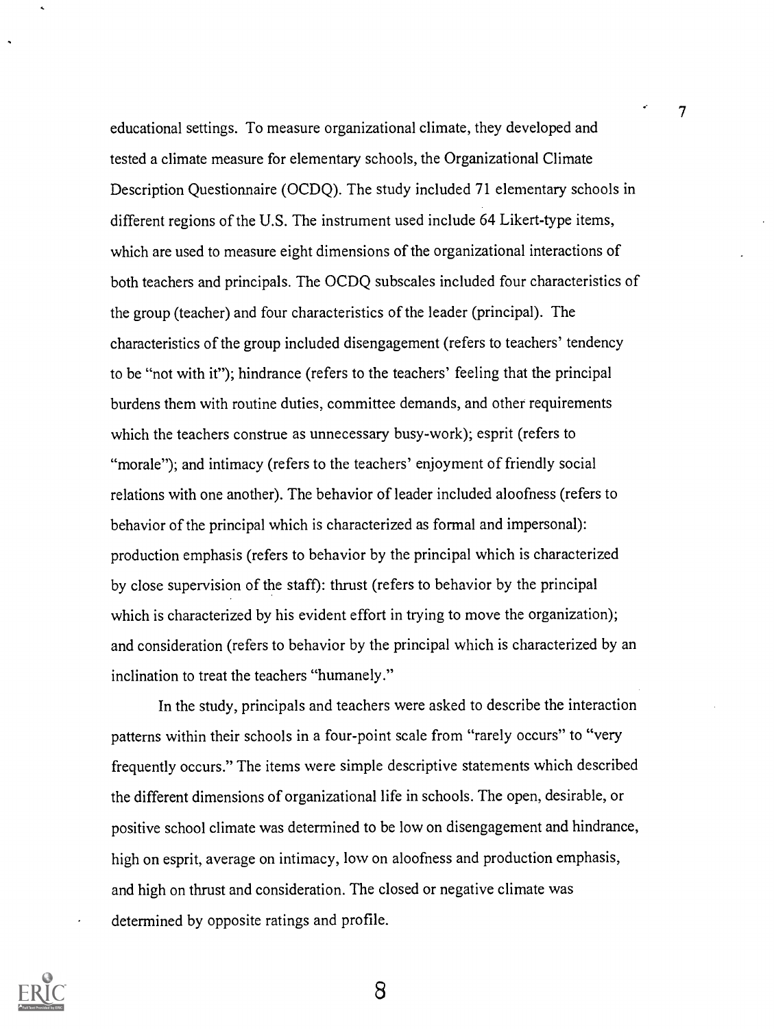educational settings. To measure organizational climate, they developed and tested a climate measure for elementary schools, the Organizational Climate Description Questionnaire (OCDQ). The study included 71 elementary schools in different regions of the U.S. The instrument used include 64 Likert-type items, which are used to measure eight dimensions of the organizational interactions of both teachers and principals. The OCDQ subscales included four characteristics of the group (teacher) and four characteristics of the leader (principal). The characteristics of the group included disengagement (refers to teachers' tendency to be "not with it"); hindrance (refers to the teachers' feeling that the principal burdens them with routine duties, committee demands, and other requirements which the teachers construe as unnecessary busy-work); esprit (refers to "morale"); and intimacy (refers to the teachers' enjoyment of friendly social relations with one another). The behavior of leader included aloofness (refers to behavior of the principal which is characterized as formal and impersonal): production emphasis (refers to behavior by the principal which is characterized by close supervision of the staff): thrust (refers to behavior by the principal which is characterized by his evident effort in trying to move the organization); and consideration (refers to behavior by the principal which is characterized by an inclination to treat the teachers "humanely."

In the study, principals and teachers were asked to describe the interaction patterns within their schools in a four-point scale from "rarely occurs" to "very frequently occurs." The items were simple descriptive statements which described the different dimensions of organizational life in schools. The open, desirable, or positive school climate was determined to be low on disengagement and hindrance, high on esprit, average on intimacy, low on aloofness and production emphasis, and high on thrust and consideration. The closed or negative climate was determined by opposite ratings and profile.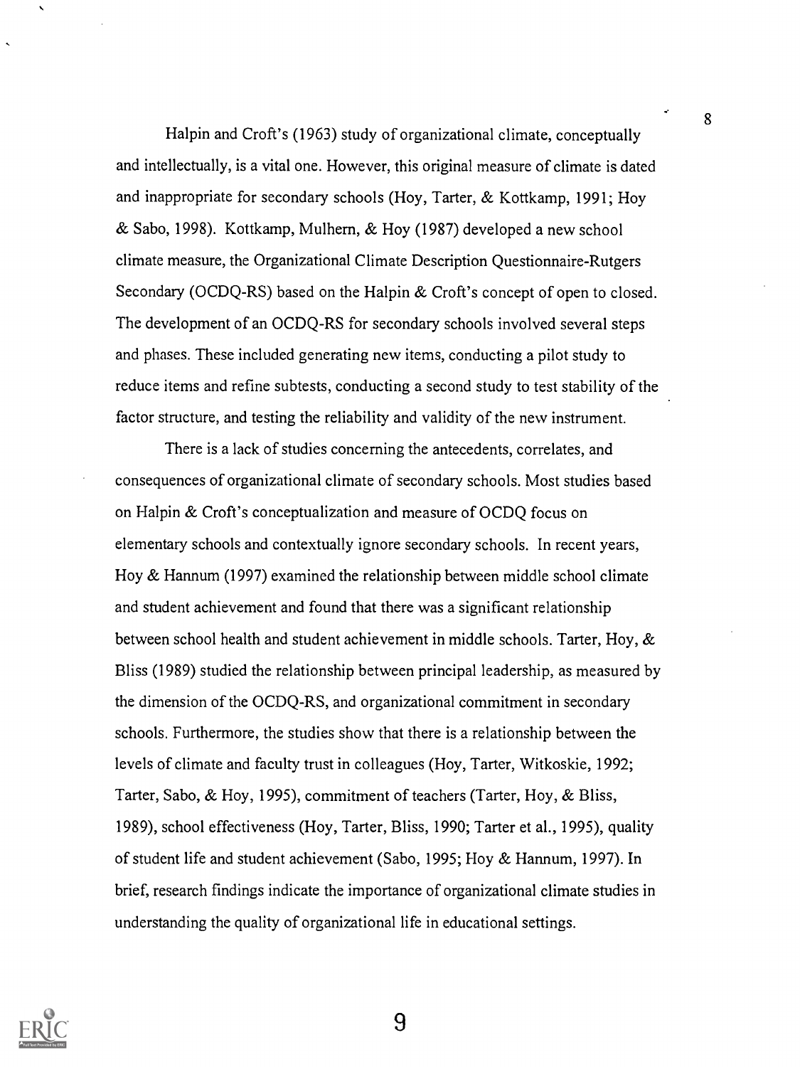Halpin and Croft's (1963) study of organizational climate, conceptually and intellectually, is a vital one. However, this original measure of climate is dated and inappropriate for secondary schools (Hoy, Tarter, & Kottkamp, 1991; Hoy & Sabo, 1998). Kottkamp, Mulhern, & Hoy (1987) developed a new school climate measure, the Organizational Climate Description Questionnaire-Rutgers Secondary (OCDQ-RS) based on the Halpin & Croft's concept of open to closed. The development of an OCDQ-RS for secondary schools involved several steps and phases. These included generating new items, conducting a pilot study to reduce items and refine subtests, conducting a second study to test stability of the factor structure, and testing the reliability and validity of the new instrument.

There is a lack of studies concerning the antecedents, correlates, and consequences of organizational climate of secondary schools. Most studies based on Halpin & Croft's conceptualization and measure of OCDQ focus on elementary schools and contextually ignore secondary schools. In recent years, Hoy & Hannum (1997) examined the relationship between middle school climate and student achievement and found that there was a significant relationship between school health and student achievement in middle schools. Tarter, Hoy, & Bliss (1989) studied the relationship between principal leadership, as measured by the dimension of the OCDQ-RS, and organizational commitment in secondary schools. Furthermore, the studies show that there is a relationship between the levels of climate and faculty trust in colleagues (Hoy, Tarter, Witkoskie, 1992; Tarter, Sabo, & Hoy, 1995), commitment of teachers (Tarter, Hoy, & Bliss, 1989), school effectiveness (Hoy, Tarter, Bliss, 1990; Tarter et al., 1995), quality of student life and student achievement (Sabo, 1995; Hoy & Hannum, 1997). In brief, research findings indicate the importance of organizational climate studies in understanding the quality of organizational life in educational settings.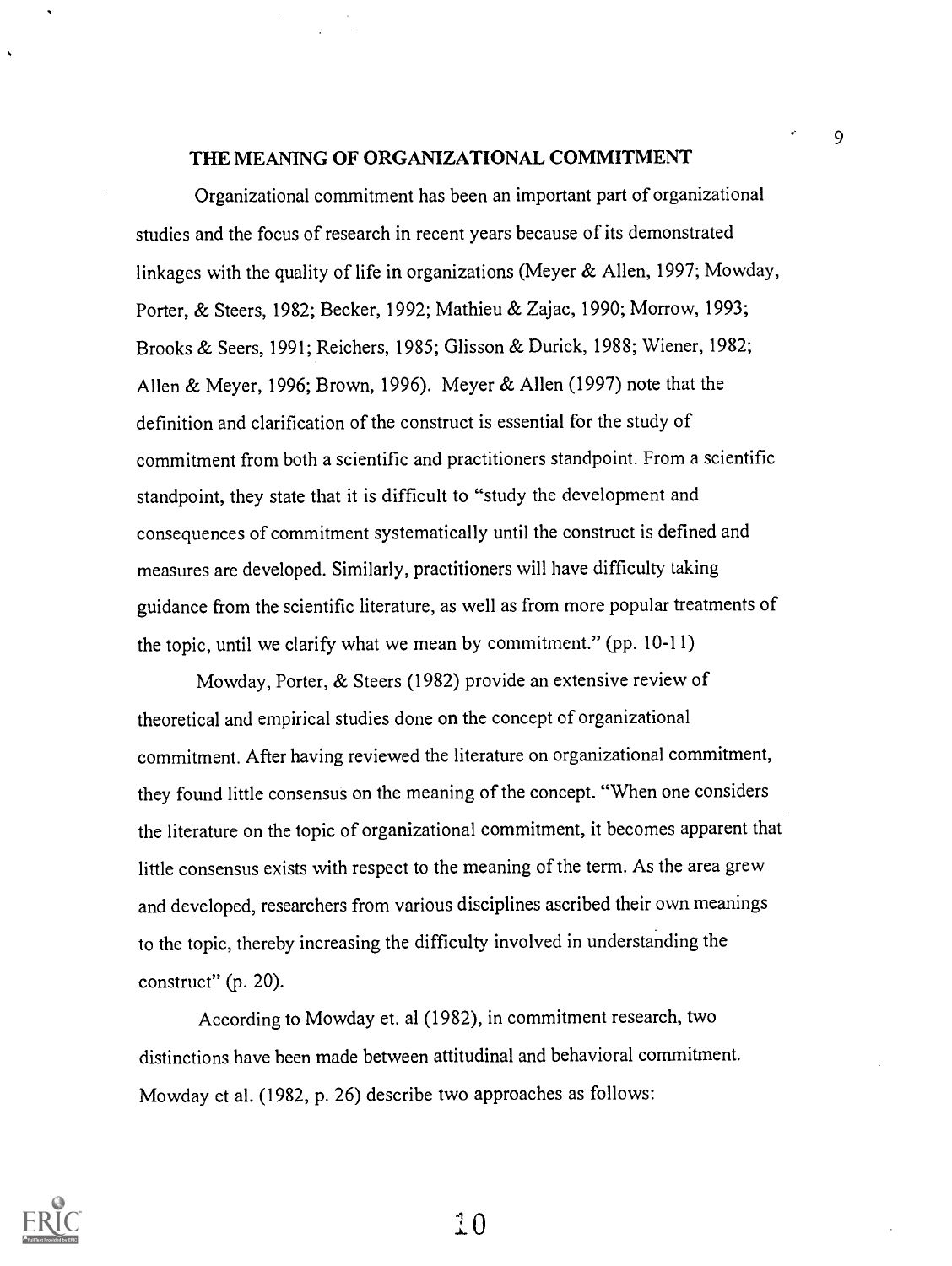## THE MEANING OF ORGANIZATIONAL COMMITMENT

Organizational commitment has been an important part of organizational studies and the focus of research in recent years because of its demonstrated linkages with the quality of life in organizations (Meyer & Allen, 1997; Mowday, Porter, & Steers, 1982; Becker, 1992; Mathieu & Zajac, 1990; Morrow, 1993; Brooks & Seers, 1991; Reichers, 1985; Glisson & Durick, 1988; Wiener, 1982; Allen & Meyer, 1996; Brown, 1996). Meyer & Allen (1997) note that the definition and clarification of the construct is essential for the study of commitment from both a scientific and practitioners standpoint. From a scientific standpoint, they state that it is difficult to "study the development and consequences of commitment systematically until the construct is defined and measures are developed. Similarly, practitioners will have difficulty taking guidance from the scientific literature, as well as from more popular treatments of the topic, until we clarify what we mean by commitment." (pp. 10-11)

Mowday, Porter, & Steers (1982) provide an extensive review of theoretical and empirical studies done on the concept of organizational commitment. After having reviewed the literature on organizational commitment, they found little consensus on the meaning of the concept. "When one considers the literature on the topic of organizational commitment, it becomes apparent that little consensus exists with respect to the meaning of the term. As the area grew and developed, researchers from various disciplines ascribed their own meanings to the topic, thereby increasing the difficulty involved in understanding the construct" (p. 20).

According to Mowday et. al (1982), in commitment research, two distinctions have been made between attitudinal and behavioral commitment. Mowday et al. (1982, p. 26) describe two approaches as follows: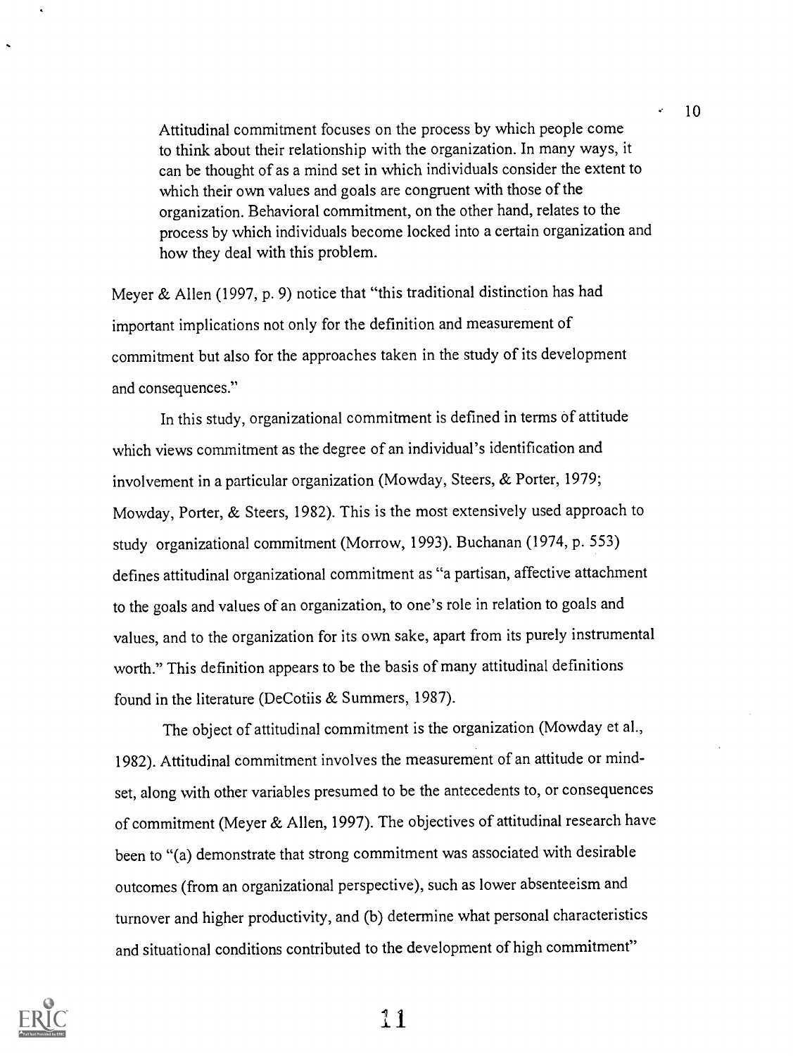> Attitudinal commitment focuses on the process by which people come to think about their relationship with the organization. In many ways, it can be thought of as a mind set in which individuals consider the extent to which their own values and goals are congruent with those of the organization. Behavioral commitment, on the other hand, relates to the process by which individuals become locked into a certain organization and how they deal with this problem.

Meyer & Allen (1997, p. 9) notice that "this traditional distinction has had important implications not only for the definition and measurement of commitment but also for the approaches taken in the study of its development and consequences."

In this study, organizational commitment is defined in terms of attitude which views commitment as the degree of an individual's identification and involvement in a particular organization (Mowday, Steers, & Porter, 1979; Mowday, Porter, & Steers, 1982). This is the most extensively used approach to study organizational commitment (Morrow, 1993). Buchanan (1974, p. 553) defines attitudinal organizational commitment as "a partisan, affective attachment to the goals and values of an organization, to one's role in relation to goals and values, and to the organization for its own sake, apart from its purely instrumental worth." This definition appears to be the basis of many attitudinal definitions found in the literature (DeCotiis & Summers, 1987).

The object of attitudinal commitment is the organization (Mowday et al., 1982). Attitudinal commitment involves the measurement of an attitude or mind-set, along with other variables presumed to be the antecedents to, or consequences of commitment (Meyer & Allen, 1997). The objectives of attitudinal research have been to "(a) demonstrate that strong commitment was associated with desirable outcomes (from an organizational perspective), such as lower absenteeism and turnover and higher productivity, and (b) determine what personal characteristics and situational conditions contributed to the development of high commitment"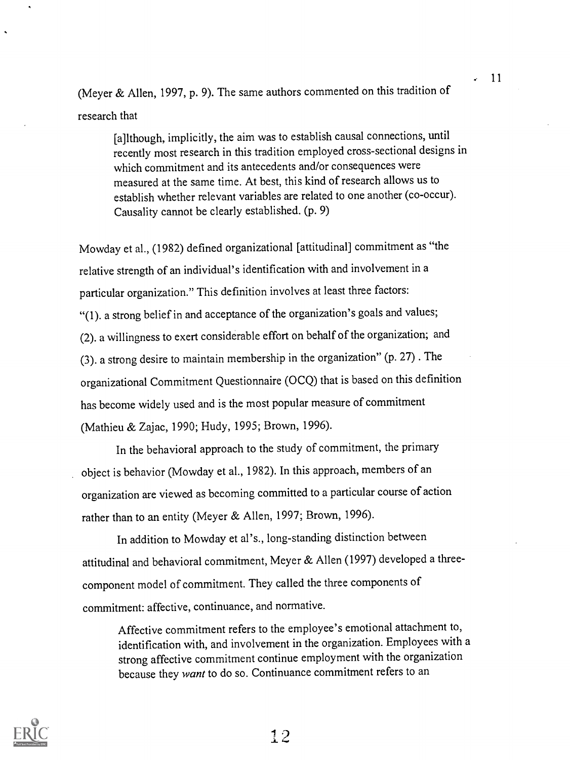(Meyer & Allen, 1997, p. 9). The same authors commented on this tradition of research that

> [a]lthough, implicitly, the aim was to establish causal connections, until recently most research in this tradition employed cross-sectional designs in which commitment and its antecedents and/or consequences were measured at the same time. At best, this kind of research allows us to establish whether relevant variables are related to one another (co-occur). Causality cannot be clearly established. (p. 9)

Mowday et al., (1982) defined organizational [attitudinal] commitment as "the relative strength of an individual's identification with and involvement in a particular organization." This definition involves at least three factors: "(1). a strong belief in and acceptance of the organization's goals and values; (2). a willingness to exert considerable effort on behalf of the organization; and (3). a strong desire to maintain membership in the organization" (p. 27) . The organizational Commitment Questionnaire (OCQ) that is based on this definition has become widely used and is the most popular measure of commitment (Mathieu & Zajac, 1990; Hudy, 1995; Brown, 1996).

In the behavioral approach to the study of commitment, the primary object is behavior (Mowday et al., 1982). In this approach, members of an organization are viewed as becoming committed to a particular course of action rather than to an entity (Meyer & Allen, 1997; Brown, 1996).

In addition to Mowday et al's., long-standing distinction between attitudinal and behavioral commitment, Meyer & Allen (1997) developed a three-component model of commitment. They called the three components of commitment: affective, continuance, and normative.

> Affective commitment refers to the employee's emotional attachment to, identification with, and involvement in the organization. Employees with a strong affective commitment continue employment with the organization because they *want* to do so. Continuance commitment refers to an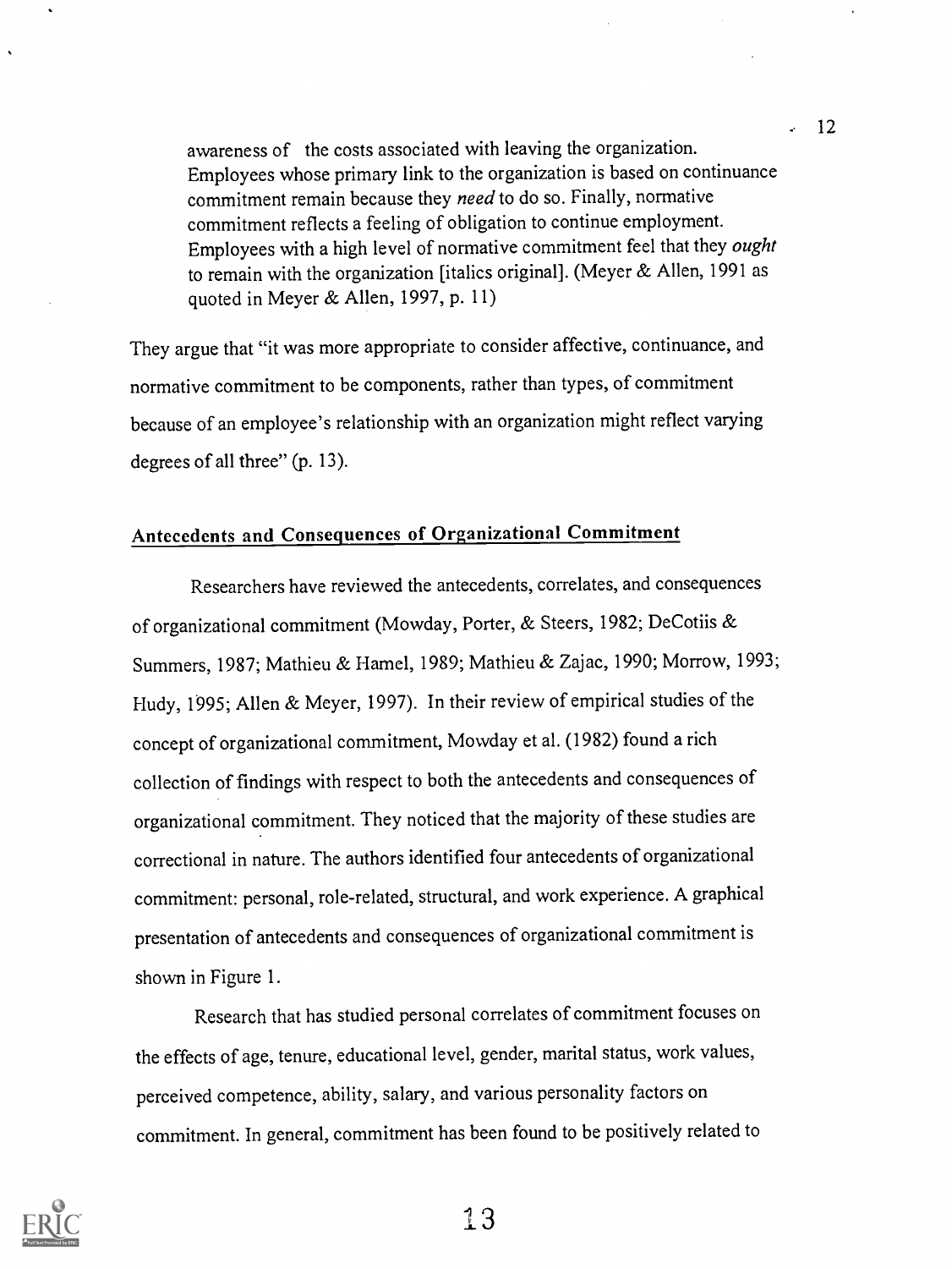> awareness of the costs associated with leaving the organization. Employees whose primary link to the organization is based on continuance commitment remain because they *need* to do so. Finally, normative commitment reflects a feeling of obligation to continue employment. Employees with a high level of normative commitment feel that they *ought* to remain with the organization [italics original]. (Meyer & Allen, 1991 as quoted in Meyer & Allen, 1997, p. 11)

They argue that "it was more appropriate to consider affective, continuance, and normative commitment to be components, rather than types, of commitment because of an employee's relationship with an organization might reflect varying degrees of all three" (p. 13).

## Antecedents and Consequences of Organizational Commitment

Researchers have reviewed the antecedents, correlates, and consequences of organizational commitment (Mowday, Porter, & Steers, 1982; DeCotiis & Summers, 1987; Mathieu & Hamel, 1989; Mathieu & Zajac, 1990; Morrow, 1993; Hudy, 1995; Allen & Meyer, 1997). In their review of empirical studies of the concept of organizational commitment, Mowday et al. (1982) found a rich collection of findings with respect to both the antecedents and consequences of organizational commitment. They noticed that the majority of these studies are correctional in nature. The authors identified four antecedents of organizational commitment: personal, role-related, structural, and work experience. A graphical presentation of antecedents and consequences of organizational commitment is shown in Figure 1.

Research that has studied personal correlates of commitment focuses on the effects of age, tenure, educational level, gender, marital status, work values, perceived competence, ability, salary, and various personality factors on commitment. In general, commitment has been found to be positively related to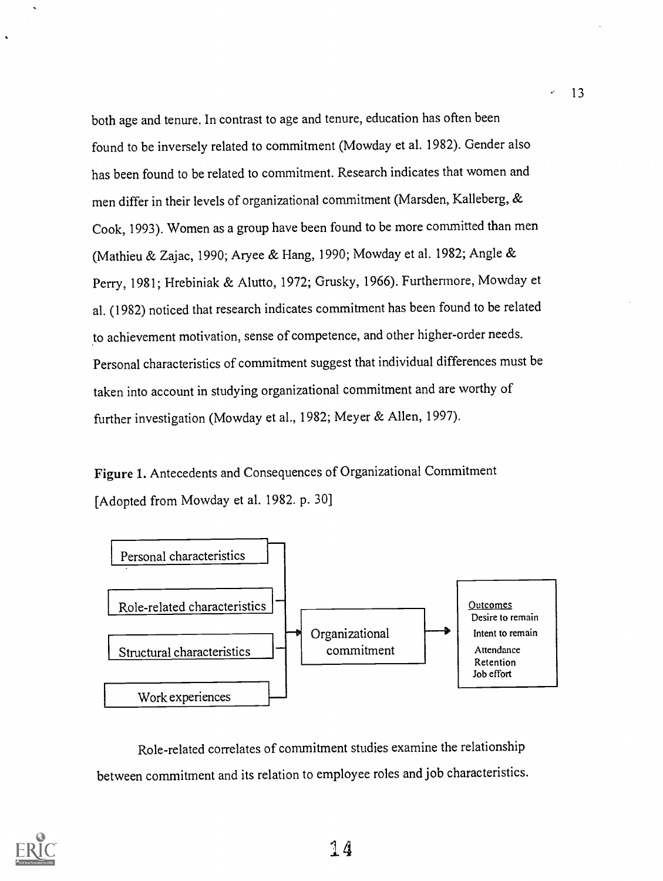both age and tenure. In contrast to age and tenure, education has often been found to be inversely related to commitment (Mowday et al. 1982). Gender also has been found to be related to commitment. Research indicates that women and men differ in their levels of organizational commitment (Marsden, Kalleberg, & Cook, 1993). Women as a group have been found to be more committed than men (Mathieu & Zajac, 1990; Aryee & Hang, 1990; Mowday et al. 1982; Angle & Perry, 1981; Hrebiniak & Alutto, 1972; Grusky, 1966). Furthermore, Mowday et al. (1982) noticed that research indicates commitment has been found to be related to achievement motivation, sense of competence, and other higher-order needs. Personal characteristics of commitment suggest that individual differences must be taken into account in studying organizational commitment and are worthy of further investigation (Mowday et al., 1982; Meyer & Allen, 1997).

**Figure 1.** Antecedents and Consequences of Organizational Commitment
[Adopted from Mowday et al. 1982. p. 30]

Personal characteristics

Role-related characteristics

Structural characteristics

Work experiences

Organizational commitment

Outcomes
Desire to remain
Intent to remain
Attendance
Retention
Job effort

Role-related correlates of commitment studies examine the relationship between commitment and its relation to employee roles and job characteristics.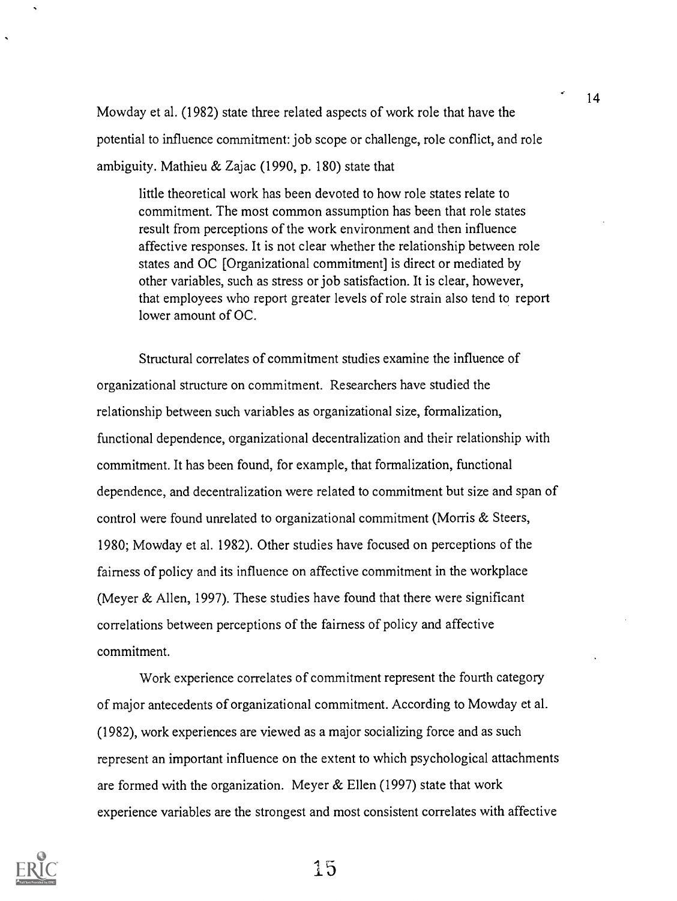Mowday et al. (1982) state three related aspects of work role that have the potential to influence commitment: job scope or challenge, role conflict, and role ambiguity. Mathieu & Zajac (1990, p. 180) state that

> little theoretical work has been devoted to how role states relate to commitment. The most common assumption has been that role states result from perceptions of the work environment and then influence affective responses. It is not clear whether the relationship between role states and OC [Organizational commitment] is direct or mediated by other variables, such as stress or job satisfaction. It is clear, however, that employees who report greater levels of role strain also tend to report lower amount of OC.

Structural correlates of commitment studies examine the influence of organizational structure on commitment. Researchers have studied the relationship between such variables as organizational size, formalization, functional dependence, organizational decentralization and their relationship with commitment. It has been found, for example, that formalization, functional dependence, and decentralization were related to commitment but size and span of control were found unrelated to organizational commitment (Morris & Steers, 1980; Mowday et al. 1982). Other studies have focused on perceptions of the fairness of policy and its influence on affective commitment in the workplace (Meyer & Allen, 1997). These studies have found that there were significant correlations between perceptions of the fairness of policy and affective commitment.

Work experience correlates of commitment represent the fourth category of major antecedents of organizational commitment. According to Mowday et al. (1982), work experiences are viewed as a major socializing force and as such represent an important influence on the extent to which psychological attachments are formed with the organization. Meyer & Ellen (1997) state that work experience variables are the strongest and most consistent correlates with affective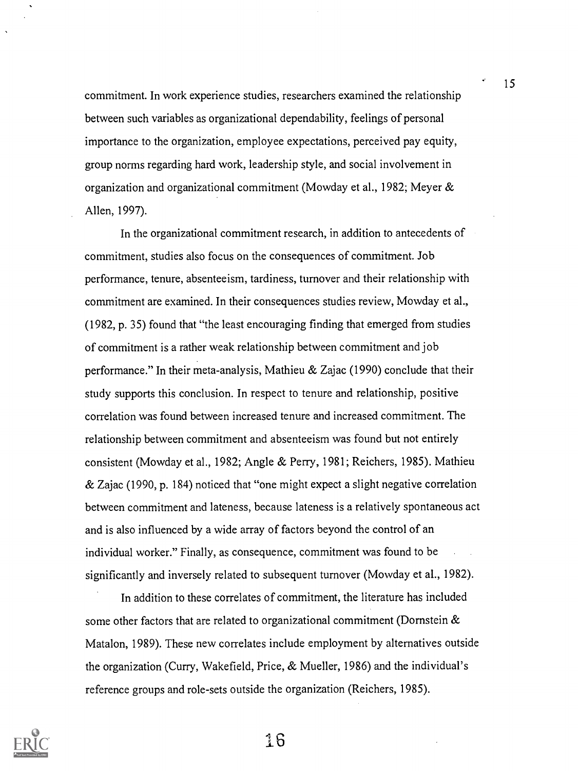commitment. In work experience studies, researchers examined the relationship between such variables as organizational dependability, feelings of personal importance to the organization, employee expectations, perceived pay equity, group norms regarding hard work, leadership style, and social involvement in organization and organizational commitment (Mowday et al., 1982; Meyer & Allen, 1997).

In the organizational commitment research, in addition to antecedents of commitment, studies also focus on the consequences of commitment. Job performance, tenure, absenteeism, tardiness, turnover and their relationship with commitment are examined. In their consequences studies review, Mowday et al., (1982, p. 35) found that "the least encouraging finding that emerged from studies of commitment is a rather weak relationship between commitment and job performance." In their meta-analysis, Mathieu & Zajac (1990) conclude that their study supports this conclusion. In respect to tenure and relationship, positive correlation was found between increased tenure and increased commitment. The relationship between commitment and absenteeism was found but not entirely consistent (Mowday et al., 1982; Angle & Perry, 1981; Reichers, 1985). Mathieu & Zajac (1990, p. 184) noticed that "one might expect a slight negative correlation between commitment and lateness, because lateness is a relatively spontaneous act and is also influenced by a wide array of factors beyond the control of an individual worker." Finally, as consequence, commitment was found to be significantly and inversely related to subsequent turnover (Mowday et al., 1982).

In addition to these correlates of commitment, the literature has included some other factors that are related to organizational commitment (Dornstein & Matalon, 1989). These new correlates include employment by alternatives outside the organization (Curry, Wakefield, Price, & Mueller, 1986) and the individual's reference groups and role-sets outside the organization (Reichers, 1985).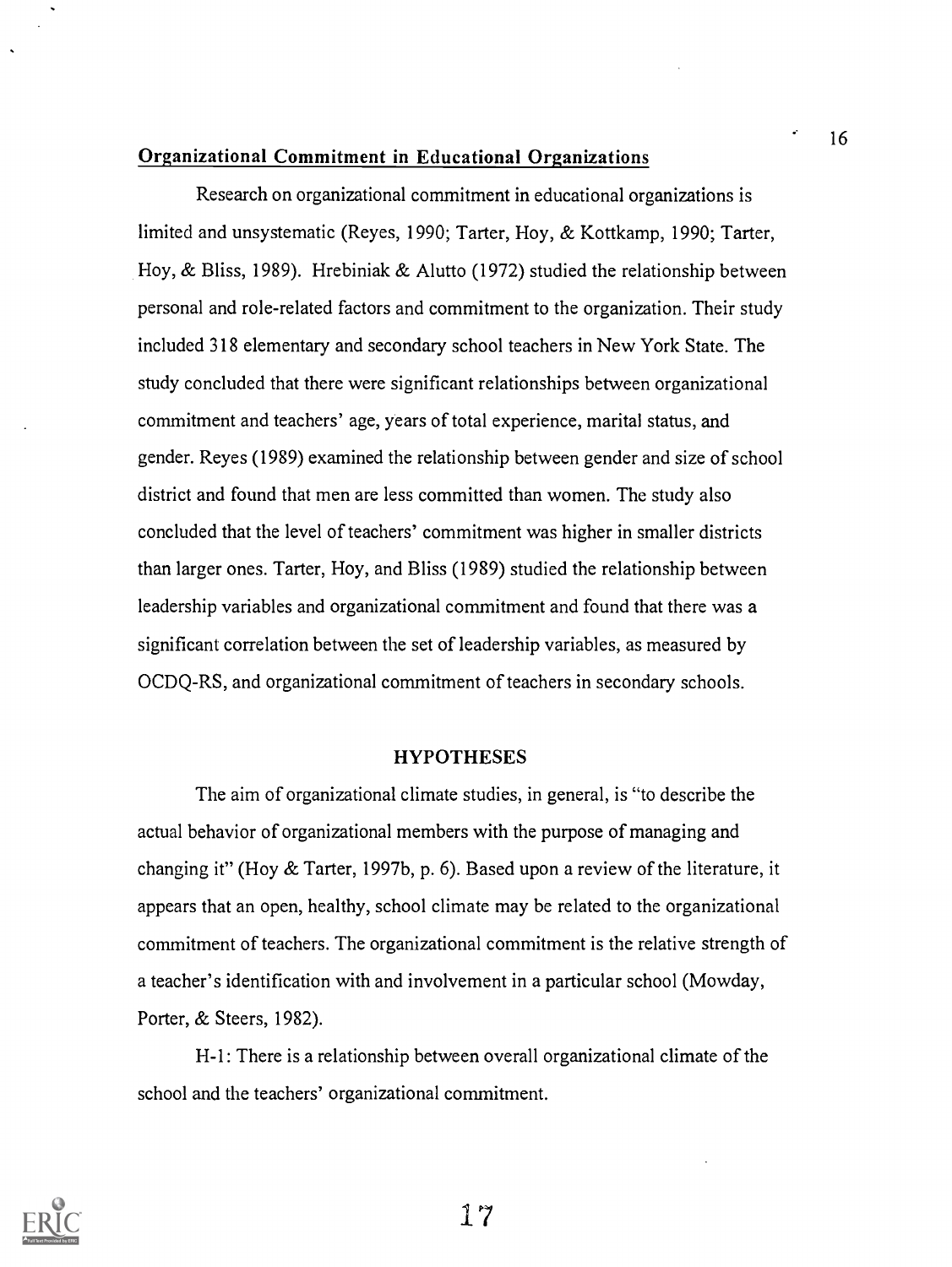**Organizational Commitment in Educational Organizations**

Research on organizational commitment in educational organizations is limited and unsystematic (Reyes, 1990; Tarter, Hoy, & Kottkamp, 1990; Tarter, Hoy, & Bliss, 1989). Hrebiniak & Alutto (1972) studied the relationship between personal and role-related factors and commitment to the organization. Their study included 318 elementary and secondary school teachers in New York State. The study concluded that there were significant relationships between organizational commitment and teachers' age, years of total experience, marital status, and gender. Reyes (1989) examined the relationship between gender and size of school district and found that men are less committed than women. The study also concluded that the level of teachers' commitment was higher in smaller districts than larger ones. Tarter, Hoy, and Bliss (1989) studied the relationship between leadership variables and organizational commitment and found that there was a significant correlation between the set of leadership variables, as measured by OCDQ-RS, and organizational commitment of teachers in secondary schools.

## HYPOTHESES

The aim of organizational climate studies, in general, is "to describe the actual behavior of organizational members with the purpose of managing and changing it" (Hoy & Tarter, 1997b, p. 6). Based upon a review of the literature, it appears that an open, healthy, school climate may be related to the organizational commitment of teachers. The organizational commitment is the relative strength of a teacher's identification with and involvement in a particular school (Mowday, Porter, & Steers, 1982).

H-1: There is a relationship between overall organizational climate of the school and the teachers' organizational commitment.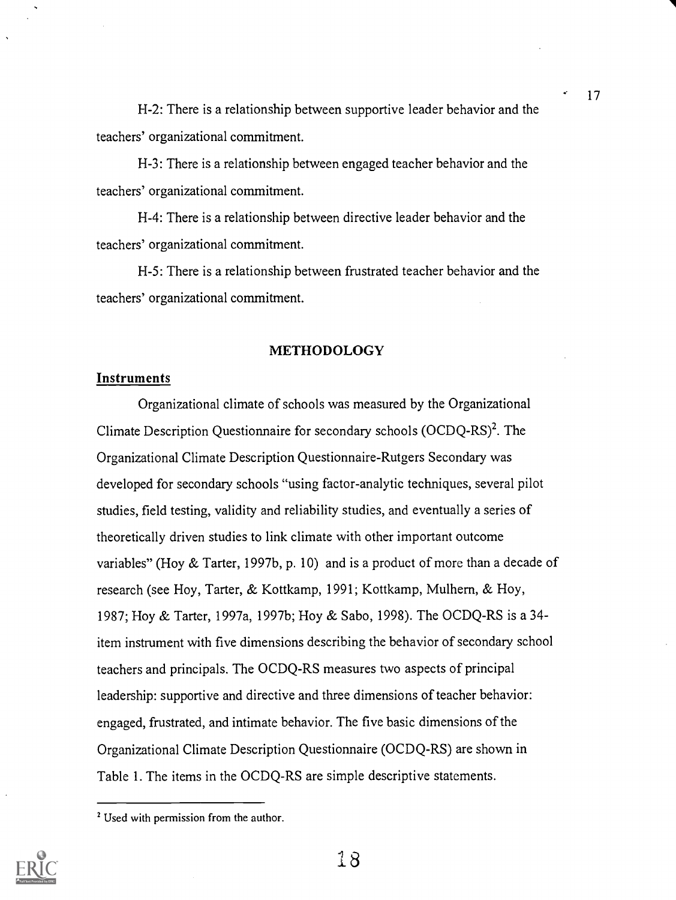H-2: There is a relationship between supportive leader behavior and the teachers' organizational commitment.

H-3: There is a relationship between engaged teacher behavior and the teachers' organizational commitment.

H-4: There is a relationship between directive leader behavior and the teachers' organizational commitment.

H-5: There is a relationship between frustrated teacher behavior and the teachers' organizational commitment.

## METHODOLOGY

### Instruments

Organizational climate of schools was measured by the Organizational Climate Description Questionnaire for secondary schools (OCDQ-RS)[2]. The Organizational Climate Description Questionnaire-Rutgers Secondary was developed for secondary schools "using factor-analytic techniques, several pilot studies, field testing, validity and reliability studies, and eventually a series of theoretically driven studies to link climate with other important outcome variables" (Hoy & Tarter, 1997b, p. 10) and is a product of more than a decade of research (see Hoy, Tarter, & Kottkamp, 1991; Kottkamp, Mulhern, & Hoy, 1987; Hoy & Tarter, 1997a, 1997b; Hoy & Sabo, 1998). The OCDQ-RS is a 34-item instrument with five dimensions describing the behavior of secondary school teachers and principals. The OCDQ-RS measures two aspects of principal leadership: supportive and directive and three dimensions of teacher behavior: engaged, frustrated, and intimate behavior. The five basic dimensions of the Organizational Climate Description Questionnaire (OCDQ-RS) are shown in Table 1. The items in the OCDQ-RS are simple descriptive statements.

---

[2] Used with permission from the author.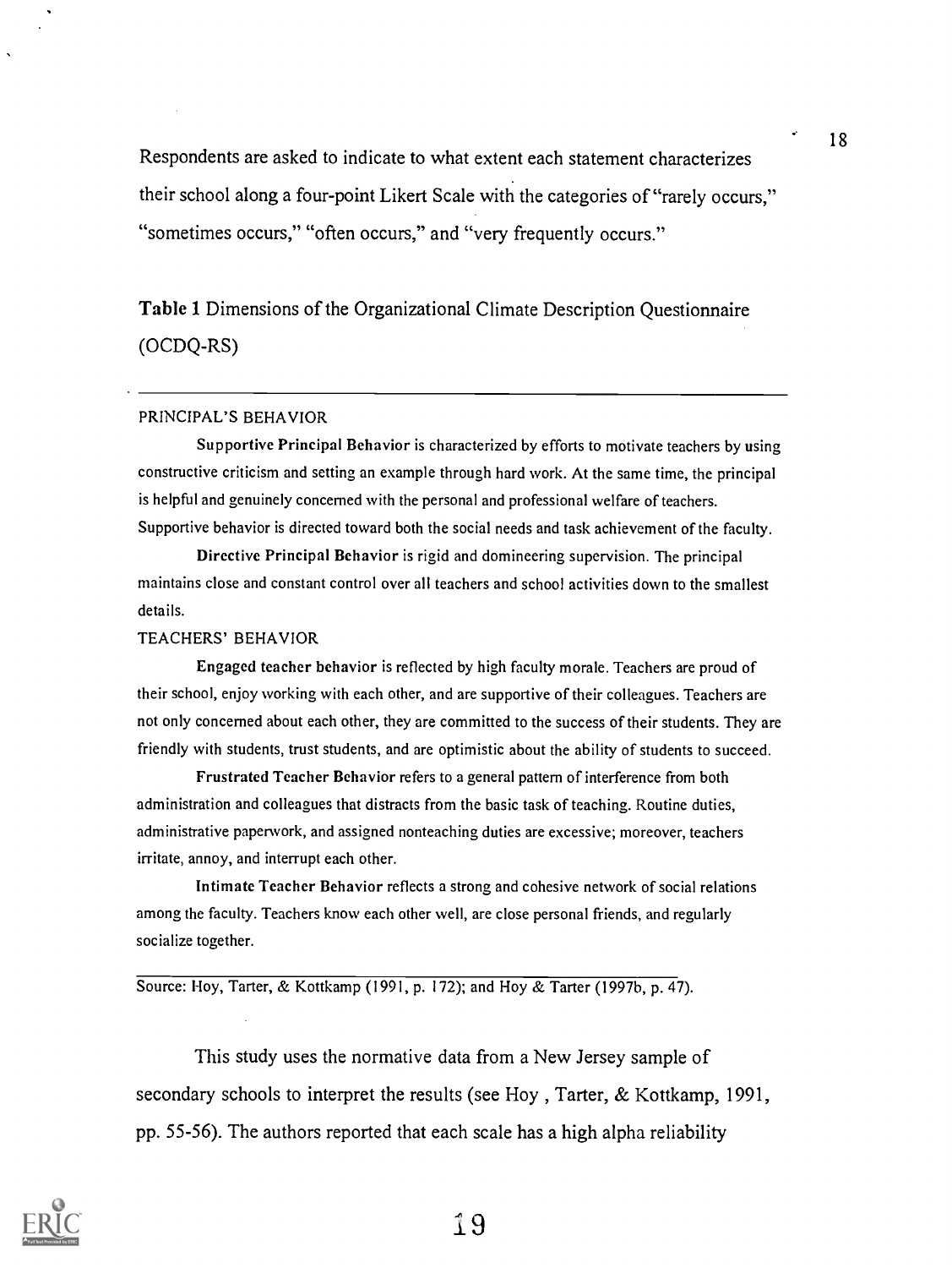Respondents are asked to indicate to what extent each statement characterizes their school along a four-point Likert Scale with the categories of "rarely occurs," "sometimes occurs," "often occurs," and "very frequently occurs."

**Table 1** Dimensions of the Organizational Climate Description Questionnaire (OCDQ-RS)

---

PRINCIPAL'S BEHAVIOR

**Supportive Principal Behavior** is characterized by efforts to motivate teachers by using constructive criticism and setting an example through hard work. At the same time, the principal is helpful and genuinely concerned with the personal and professional welfare of teachers. Supportive behavior is directed toward both the social needs and task achievement of the faculty.

**Directive Principal Behavior** is rigid and domineering supervision. The principal maintains close and constant control over all teachers and school activities down to the smallest details.

TEACHERS' BEHAVIOR

**Engaged teacher behavior** is reflected by high faculty morale. Teachers are proud of their school, enjoy working with each other, and are supportive of their colleagues. Teachers are not only concerned about each other, they are committed to the success of their students. They are friendly with students, trust students, and are optimistic about the ability of students to succeed.

**Frustrated Teacher Behavior** refers to a general pattern of interference from both administration and colleagues that distracts from the basic task of teaching. Routine duties, administrative paperwork, and assigned nonteaching duties are excessive; moreover, teachers irritate, annoy, and interrupt each other.

**Intimate Teacher Behavior** reflects a strong and cohesive network of social relations among the faculty. Teachers know each other well, are close personal friends, and regularly socialize together.

---

Source: Hoy, Tarter, & Kottkamp (1991, p. 172); and Hoy & Tarter (1997b, p. 47).

This study uses the normative data from a New Jersey sample of secondary schools to interpret the results (see Hoy , Tarter, & Kottkamp, 1991, pp. 55-56). The authors reported that each scale has a high alpha reliability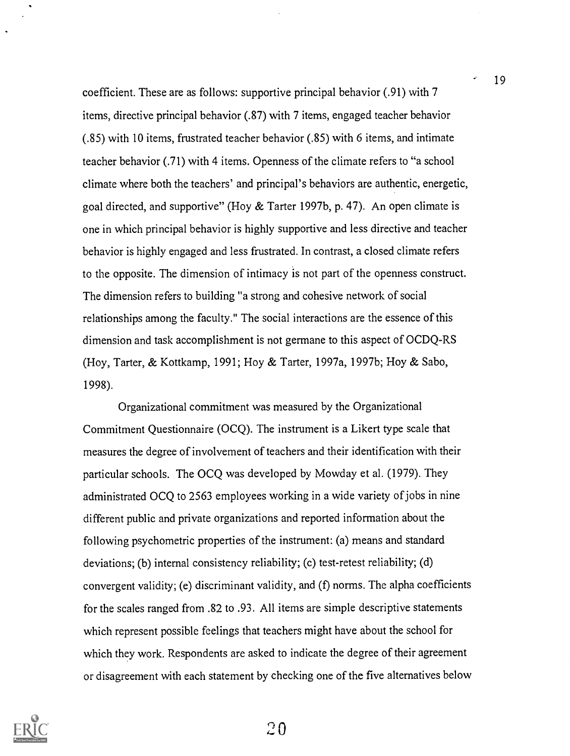coefficient. These are as follows: supportive principal behavior (.91) with 7 items, directive principal behavior (.87) with 7 items, engaged teacher behavior (.85) with 10 items, frustrated teacher behavior (.85) with 6 items, and intimate teacher behavior (.71) with 4 items. Openness of the climate refers to "a school climate where both the teachers' and principal's behaviors are authentic, energetic, goal directed, and supportive" (Hoy & Tarter 1997b, p. 47). An open climate is one in which principal behavior is highly supportive and less directive and teacher behavior is highly engaged and less frustrated. In contrast, a closed climate refers to the opposite. The dimension of intimacy is not part of the openness construct. The dimension refers to building "a strong and cohesive network of social relationships among the faculty." The social interactions are the essence of this dimension and task accomplishment is not germane to this aspect of OCDQ-RS (Hoy, Tarter, & Kottkamp, 1991; Hoy & Tarter, 1997a, 1997b; Hoy & Sabo, 1998).

Organizational commitment was measured by the Organizational Commitment Questionnaire (OCQ). The instrument is a Likert type scale that measures the degree of involvement of teachers and their identification with their particular schools. The OCQ was developed by Mowday et al. (1979). They administrated OCQ to 2563 employees working in a wide variety of jobs in nine different public and private organizations and reported information about the following psychometric properties of the instrument: (a) means and standard deviations; (b) internal consistency reliability; (c) test-retest reliability; (d) convergent validity; (e) discriminant validity, and (f) norms. The alpha coefficients for the scales ranged from .82 to .93. All items are simple descriptive statements which represent possible feelings that teachers might have about the school for which they work. Respondents are asked to indicate the degree of their agreement or disagreement with each statement by checking one of the five alternatives below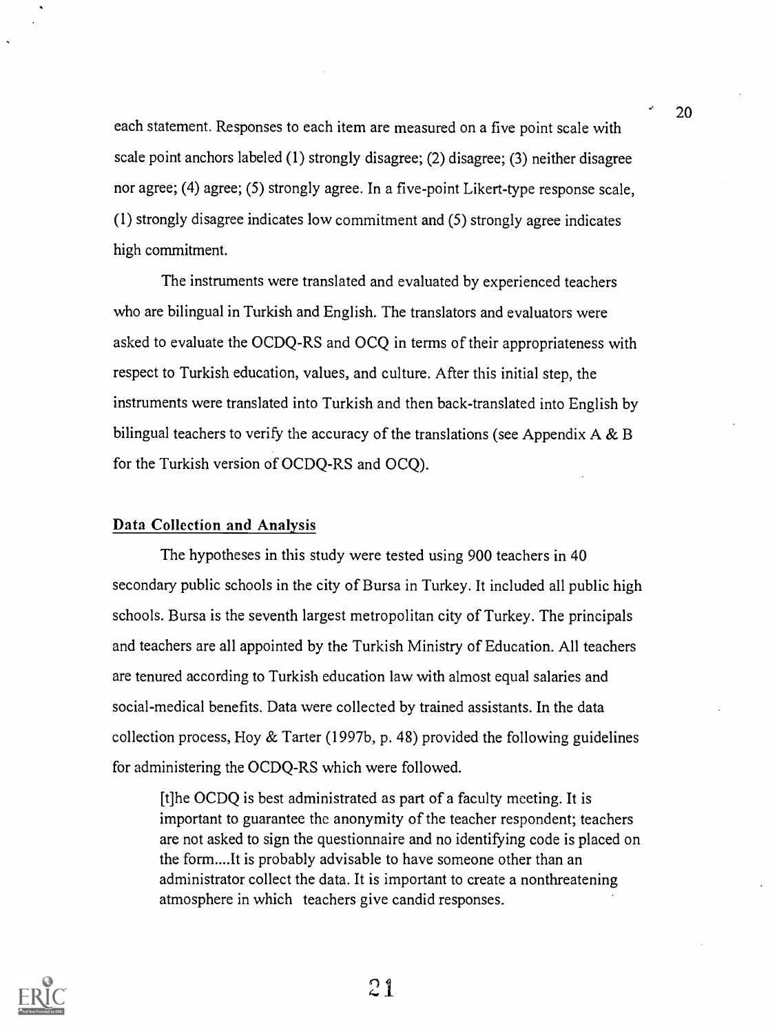each statement. Responses to each item are measured on a five point scale with scale point anchors labeled (1) strongly disagree; (2) disagree; (3) neither disagree nor agree; (4) agree; (5) strongly agree. In a five-point Likert-type response scale, (1) strongly disagree indicates low commitment and (5) strongly agree indicates high commitment.

The instruments were translated and evaluated by experienced teachers who are bilingual in Turkish and English. The translators and evaluators were asked to evaluate the OCDQ-RS and OCQ in terms of their appropriateness with respect to Turkish education, values, and culture. After this initial step, the instruments were translated into Turkish and then back-translated into English by bilingual teachers to verify the accuracy of the translations (see Appendix A & B for the Turkish version of OCDQ-RS and OCQ).

## Data Collection and Analysis

The hypotheses in this study were tested using 900 teachers in 40 secondary public schools in the city of Bursa in Turkey. It included all public high schools. Bursa is the seventh largest metropolitan city of Turkey. The principals and teachers are all appointed by the Turkish Ministry of Education. All teachers are tenured according to Turkish education law with almost equal salaries and social-medical benefits. Data were collected by trained assistants. In the data collection process, Hoy & Tarter (1997b, p. 48) provided the following guidelines for administering the OCDQ-RS which were followed.

> [t]he OCDQ is best administrated as part of a faculty meeting. It is important to guarantee the anonymity of the teacher respondent; teachers are not asked to sign the questionnaire and no identifying code is placed on the form....It is probably advisable to have someone other than an administrator collect the data. It is important to create a nonthreatening atmosphere in which teachers give candid responses.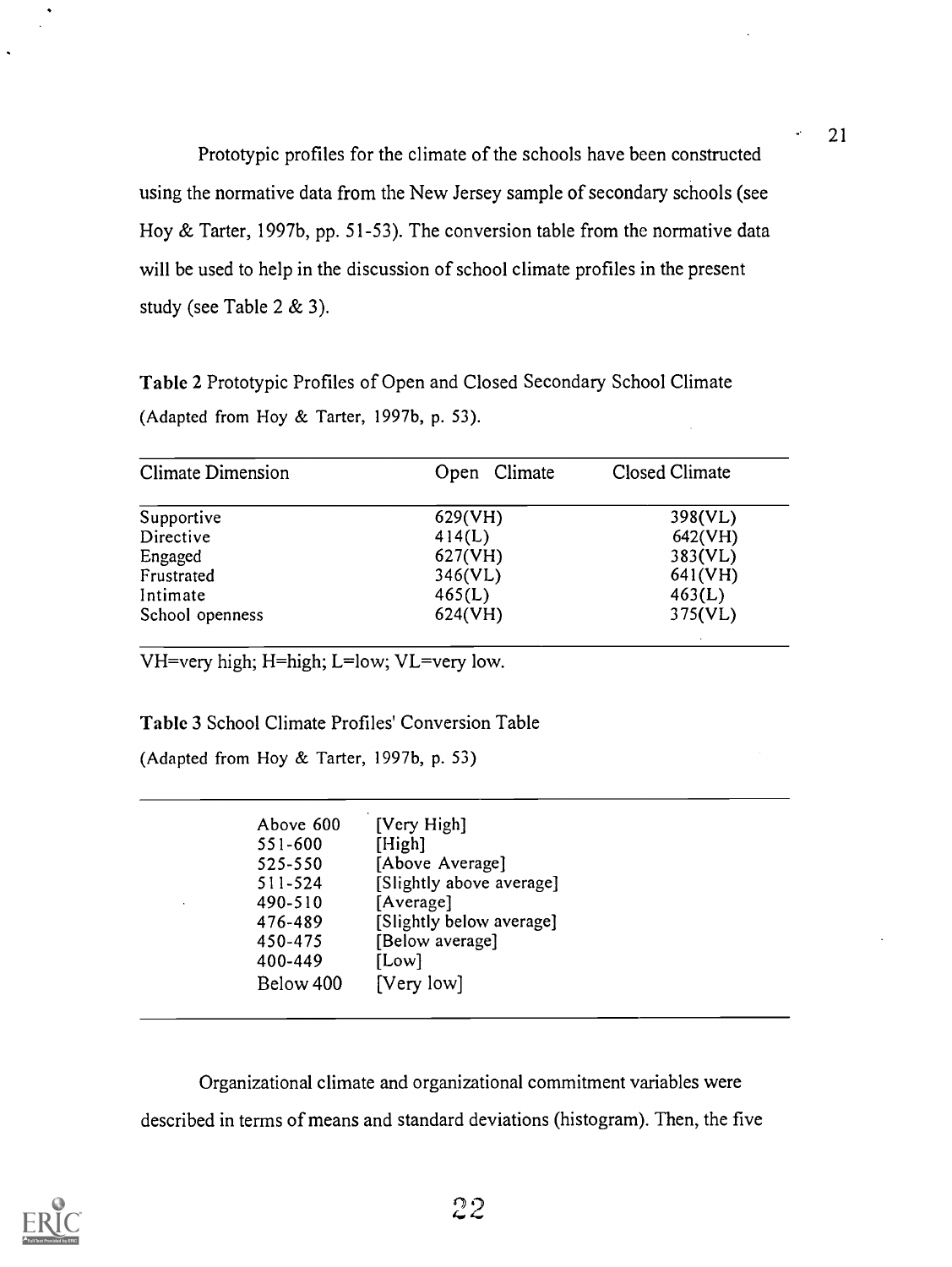Prototypic profiles for the climate of the schools have been constructed using the normative data from the New Jersey sample of secondary schools (see Hoy & Tarter, 1997b, pp. 51-53). The conversion table from the normative data will be used to help in the discussion of school climate profiles in the present study (see Table 2 & 3).

**Table 2** Prototypic Profiles of Open and Closed Secondary School Climate (Adapted from Hoy & Tarter, 1997b, p. 53).

| Climate Dimension | Open Climate | Closed Climate |
|---|---|---|
| Supportive | 629(VH) | 398(VL) |
| Directive | 414(L) | 642(VH) |
| Engaged | 627(VH) | 383(VL) |
| Frustrated | 346(VL) | 641(VH) |
| Intimate | 465(L) | 463(L) |
| School openness | 624(VH) | 375(VL) |

VH=very high; H=high; L=low; VL=very low.

**Table 3** School Climate Profiles' Conversion Table

(Adapted from Hoy & Tarter, 1997b, p. 53)

| | |
|---|---|
| Above 600 | [Very High] |
| 551-600 | [High] |
| 525-550 | [Above Average] |
| 511-524 | [Slightly above average] |
| 490-510 | [Average] |
| 476-489 | [Slightly below average] |
| 450-475 | [Below average] |
| 400-449 | [Low] |
| Below 400 | [Very low] |

Organizational climate and organizational commitment variables were described in terms of means and standard deviations (histogram). Then, the five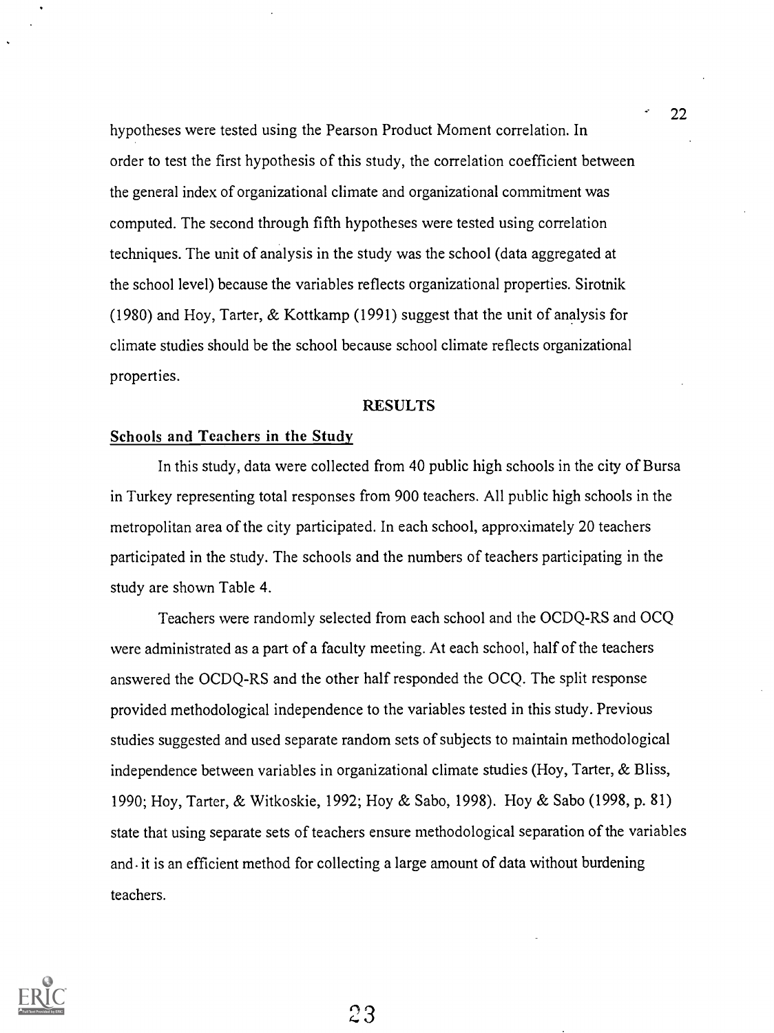hypotheses were tested using the Pearson Product Moment correlation. In order to test the first hypothesis of this study, the correlation coefficient between the general index of organizational climate and organizational commitment was computed. The second through fifth hypotheses were tested using correlation techniques. The unit of analysis in the study was the school (data aggregated at the school level) because the variables reflects organizational properties. Sirotnik (1980) and Hoy, Tarter, & Kottkamp (1991) suggest that the unit of analysis for climate studies should be the school because school climate reflects organizational properties.

## RESULTS

### Schools and Teachers in the Study

In this study, data were collected from 40 public high schools in the city of Bursa in Turkey representing total responses from 900 teachers. All public high schools in the metropolitan area of the city participated. In each school, approximately 20 teachers participated in the study. The schools and the numbers of teachers participating in the study are shown Table 4.

Teachers were randomly selected from each school and the OCDQ-RS and OCQ were administrated as a part of a faculty meeting. At each school, half of the teachers answered the OCDQ-RS and the other half responded the OCQ. The split response provided methodological independence to the variables tested in this study. Previous studies suggested and used separate random sets of subjects to maintain methodological independence between variables in organizational climate studies (Hoy, Tarter, & Bliss, 1990; Hoy, Tarter, & Witkoskie, 1992; Hoy & Sabo, 1998). Hoy & Sabo (1998, p. 81) state that using separate sets of teachers ensure methodological separation of the variables and it is an efficient method for collecting a large amount of data without burdening teachers.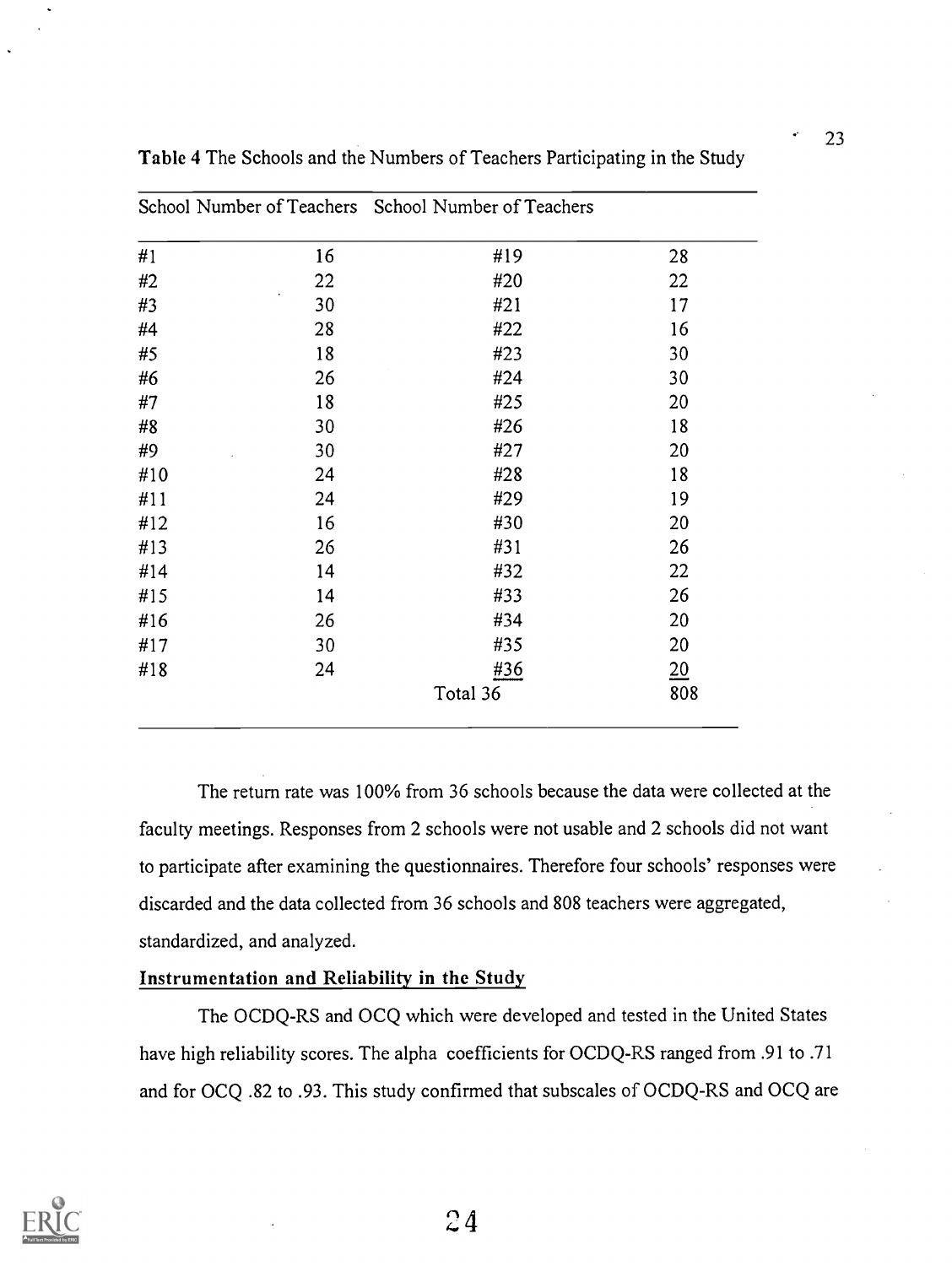**Table 4** The Schools and the Numbers of Teachers Participating in the Study

| School | Number of Teachers | School | Number of Teachers |
|---|---|---|---|
| #1 | 16 | #19 | 28 |
| #2 | 22 | #20 | 22 |
| #3 | 30 | #21 | 17 |
| #4 | 28 | #22 | 16 |
| #5 | 18 | #23 | 30 |
| #6 | 26 | #24 | 30 |
| #7 | 18 | #25 | 20 |
| #8 | 30 | #26 | 18 |
| #9 | 30 | #27 | 20 |
| #10 | 24 | #28 | 18 |
| #11 | 24 | #29 | 19 |
| #12 | 16 | #30 | 20 |
| #13 | 26 | #31 | 26 |
| #14 | 14 | #32 | 22 |
| #15 | 14 | #33 | 26 |
| #16 | 26 | #34 | 20 |
| #17 | 30 | #35 | 20 |
| #18 | 24 | #36 | 20 |
| | | Total 36 | 808 |

The return rate was 100% from 36 schools because the data were collected at the faculty meetings. Responses from 2 schools were not usable and 2 schools did not want to participate after examining the questionnaires. Therefore four schools' responses were discarded and the data collected from 36 schools and 808 teachers were aggregated, standardized, and analyzed.

**Instrumentation and Reliability in the Study**

The OCDQ-RS and OCQ which were developed and tested in the United States have high reliability scores. The alpha coefficients for OCDQ-RS ranged from .91 to .71 and for OCQ .82 to .93. This study confirmed that subscales of OCDQ-RS and OCQ are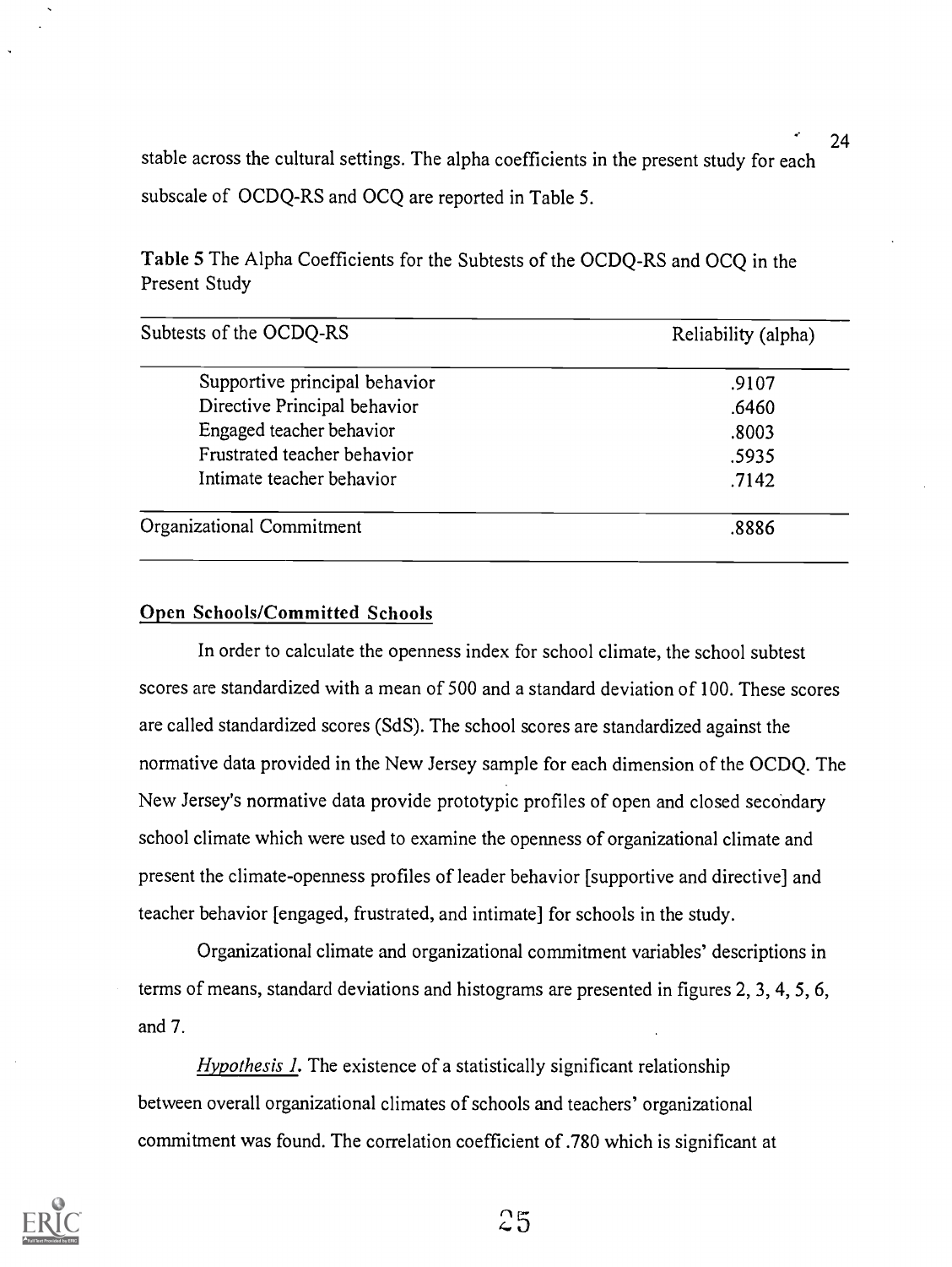stable across the cultural settings. The alpha coefficients in the present study for each subscale of OCDQ-RS and OCQ are reported in Table 5.

**Table 5** The Alpha Coefficients for the Subtests of the OCDQ-RS and OCQ in the Present Study

| Subtests of the OCDQ-RS | Reliability (alpha) |
|---|---|
| Supportive principal behavior | .9107 |
| Directive Principal behavior | .6460 |
| Engaged teacher behavior | .8003 |
| Frustrated teacher behavior | .5935 |
| Intimate teacher behavior | .7142 |
| Organizational Commitment | .8886 |

## Open Schools/Committed Schools

In order to calculate the openness index for school climate, the school subtest scores are standardized with a mean of 500 and a standard deviation of 100. These scores are called standardized scores (SdS). The school scores are standardized against the normative data provided in the New Jersey sample for each dimension of the OCDQ. The New Jersey's normative data provide prototypic profiles of open and closed secondary school climate which were used to examine the openness of organizational climate and present the climate-openness profiles of leader behavior [supportive and directive] and teacher behavior [engaged, frustrated, and intimate] for schools in the study.

Organizational climate and organizational commitment variables' descriptions in terms of means, standard deviations and histograms are presented in figures 2, 3, 4, 5, 6, and 7.

*Hypothesis 1.* The existence of a statistically significant relationship between overall organizational climates of schools and teachers' organizational commitment was found. The correlation coefficient of .780 which is significant at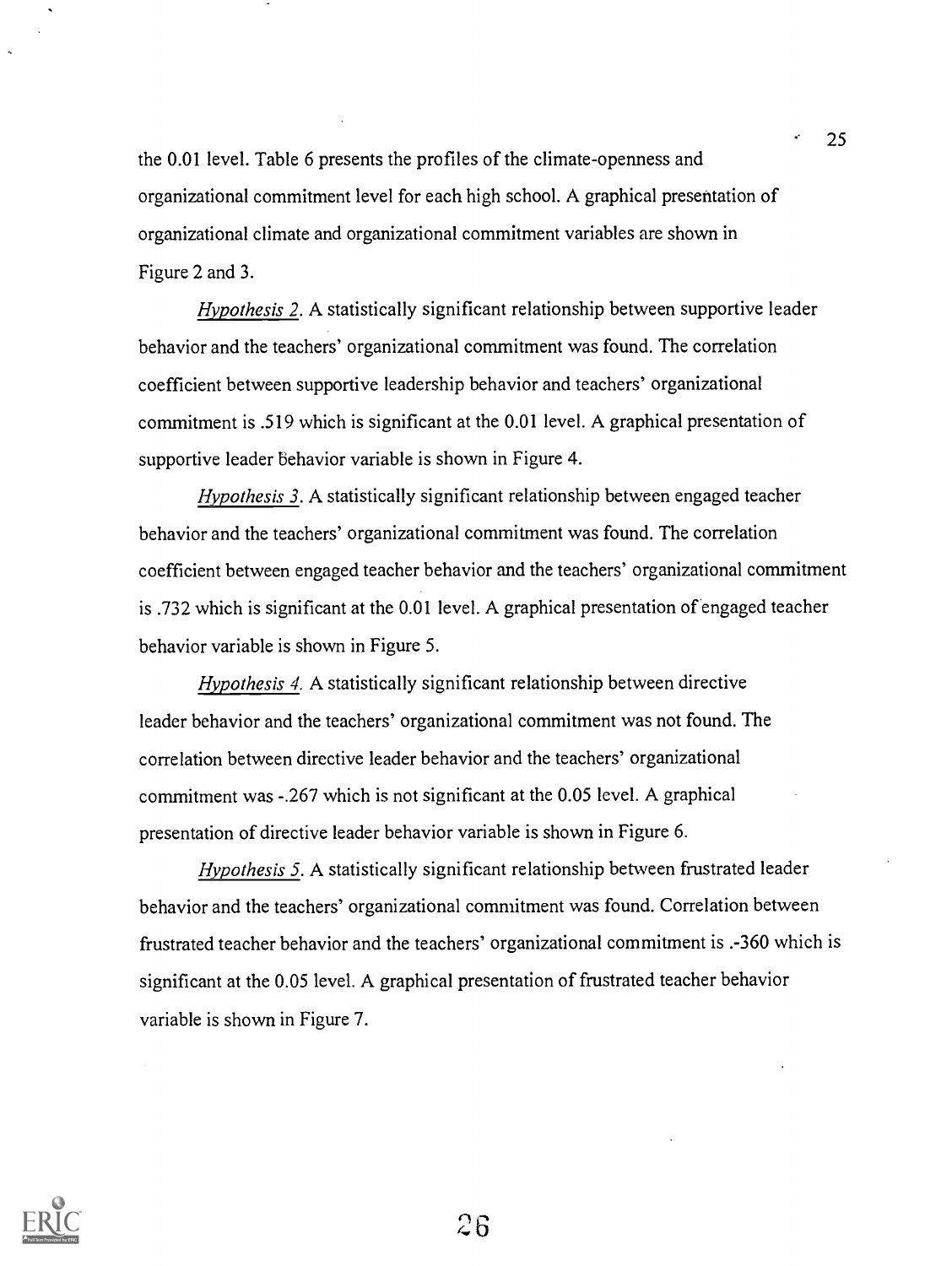the 0.01 level. Table 6 presents the profiles of the climate-openness and organizational commitment level for each high school. A graphical presentation of organizational climate and organizational commitment variables are shown in Figure 2 and 3.

*Hypothesis 2.* A statistically significant relationship between supportive leader behavior and the teachers' organizational commitment was found. The correlation coefficient between supportive leadership behavior and teachers' organizational commitment is .519 which is significant at the 0.01 level. A graphical presentation of supportive leader behavior variable is shown in Figure 4.

*Hypothesis 3.* A statistically significant relationship between engaged teacher behavior and the teachers' organizational commitment was found. The correlation coefficient between engaged teacher behavior and the teachers' organizational commitment is .732 which is significant at the 0.01 level. A graphical presentation of engaged teacher behavior variable is shown in Figure 5.

*Hypothesis 4.* A statistically significant relationship between directive leader behavior and the teachers' organizational commitment was not found. The correlation between directive leader behavior and the teachers' organizational commitment was -.267 which is not significant at the 0.05 level. A graphical presentation of directive leader behavior variable is shown in Figure 6.

*Hypothesis 5.* A statistically significant relationship between frustrated leader behavior and the teachers' organizational commitment was found. Correlation between frustrated teacher behavior and the teachers' organizational commitment is .-360 which is significant at the 0.05 level. A graphical presentation of frustrated teacher behavior variable is shown in Figure 7.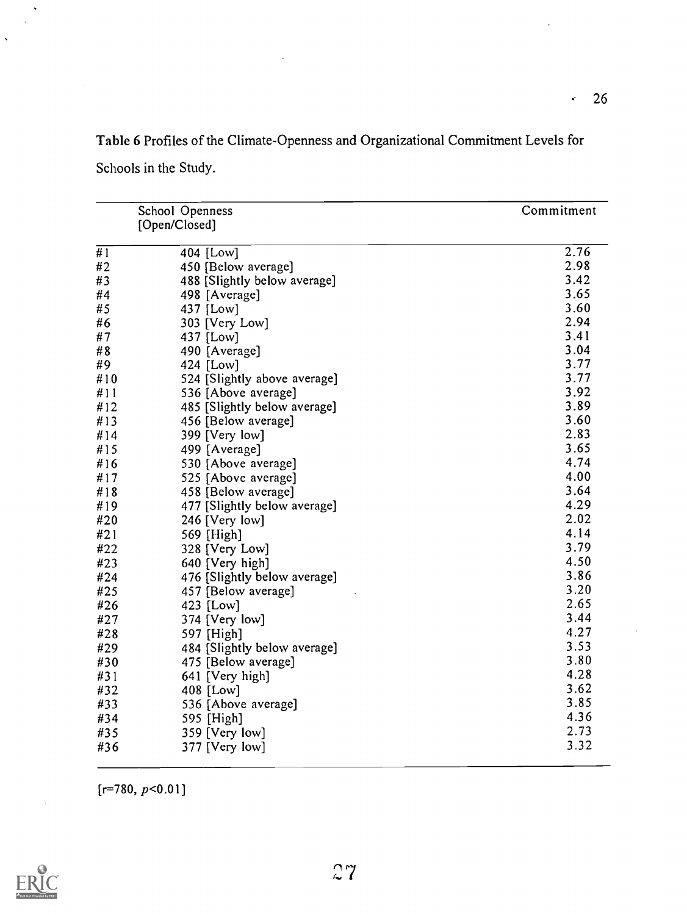**Table 6** Profiles of the Climate-Openness and Organizational Commitment Levels for Schools in the Study.

| | School Openness [Open/Closed] | Commitment |
|---|---|---|
| #1 | 404 [Low] | 2.76 |
| #2 | 450 [Below average] | 2.98 |
| #3 | 488 [Slightly below average] | 3.42 |
| #4 | 498 [Average] | 3.65 |
| #5 | 437 [Low] | 3.60 |
| #6 | 303 [Very Low] | 2.94 |
| #7 | 437 [Low] | 3.41 |
| #8 | 490 [Average] | 3.04 |
| #9 | 424 [Low] | 3.77 |
| #10 | 524 [Slightly above average] | 3.77 |
| #11 | 536 [Above average] | 3.92 |
| #12 | 485 [Slightly below average] | 3.89 |
| #13 | 456 [Below average] | 3.60 |
| #14 | 399 [Very low] | 2.83 |
| #15 | 499 [Average] | 3.65 |
| #16 | 530 [Above average] | 4.74 |
| #17 | 525 [Above average] | 4.00 |
| #18 | 458 [Below average] | 3.64 |
| #19 | 477 [Slightly below average] | 4.29 |
| #20 | 246 [Very low] | 2.02 |
| #21 | 569 [High] | 4.14 |
| #22 | 328 [Very Low] | 3.79 |
| #23 | 640 [Very high] | 4.50 |
| #24 | 476 [Slightly below average] | 3.86 |
| #25 | 457 [Below average] | 3.20 |
| #26 | 423 [Low] | 2.65 |
| #27 | 374 [Very low] | 3.44 |
| #28 | 597 [High] | 4.27 |
| #29 | 484 [Slightly below average] | 3.53 |
| #30 | 475 [Below average] | 3.80 |
| #31 | 641 [Very high] | 4.28 |
| #32 | 408 [Low] | 3.62 |
| #33 | 536 [Above average] | 3.85 |
| #34 | 595 [High] | 4.36 |
| #35 | 359 [Very low] | 2.73 |
| #36 | 377 [Very low] | 3.32 |

[r=780, $p<0.01$]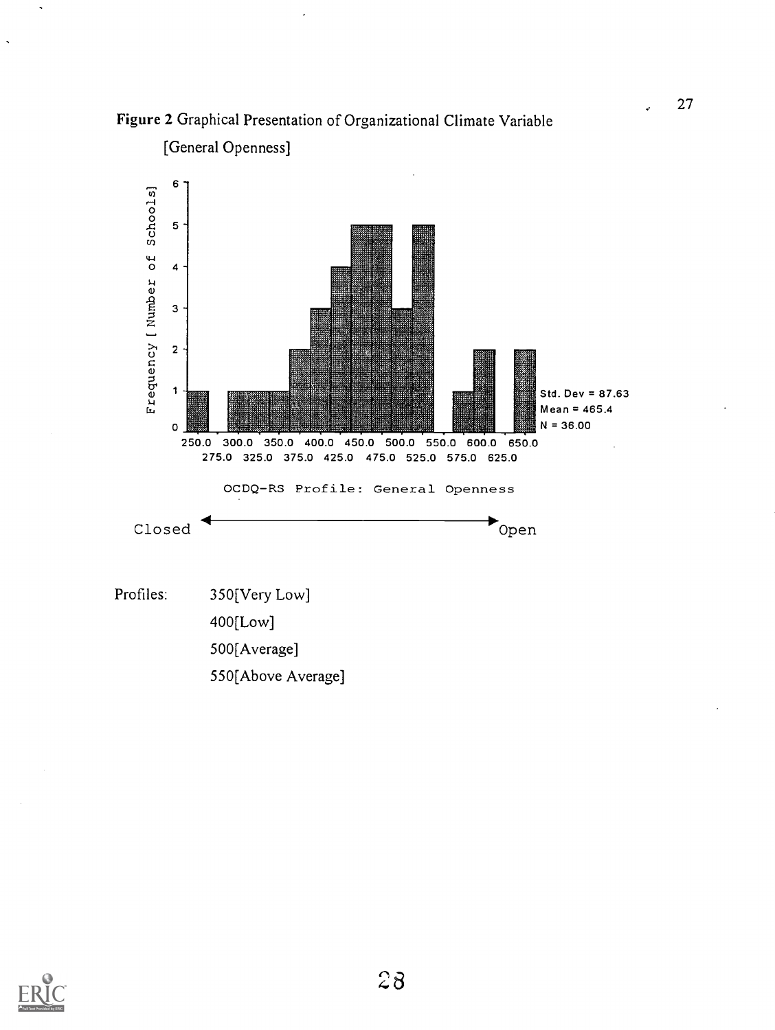**Figure 2** Graphical Presentation of Organizational Climate Variable

[General Openness]

Std. Dev = 87.63
Mean = 465.4
N = 36.00

OCDQ-RS Profile: General Openness

Closed ⟵⟶ Open

Profiles: 350[Very Low]
400[Low]
500[Average]
550[Above Average]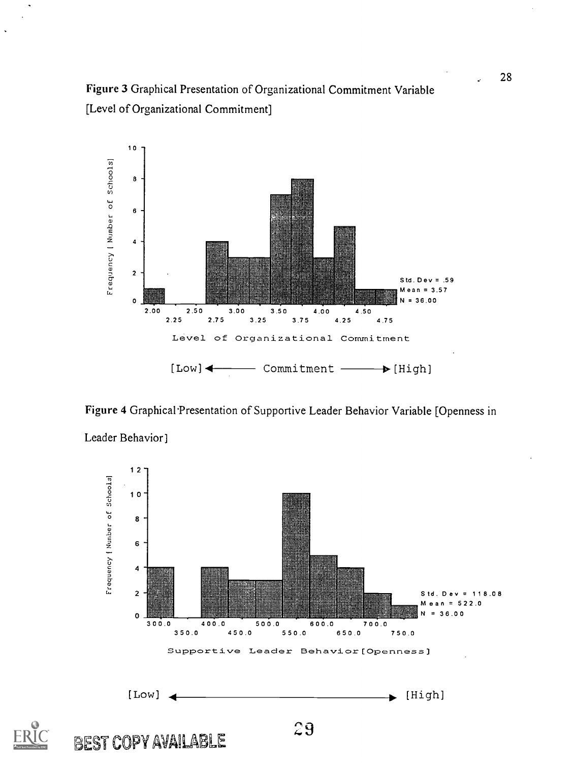**Figure 3** Graphical Presentation of Organizational Commitment Variable [Level of Organizational Commitment]

Frequency [ Number of Schools]

Std. Dev = .59
Mean = 3.57
N = 36.00

Level of Organizational Commitment

[Low] ← Commitment → [High]

**Figure 4** Graphical Presentation of Supportive Leader Behavior Variable [Openness in Leader Behavior]

Frequency [ Number of Schools]

Std. Dev = 118.08
Mean = 522.0
N = 36.00

Supportive Leader Behavior [Openness]

[Low] ← → [High]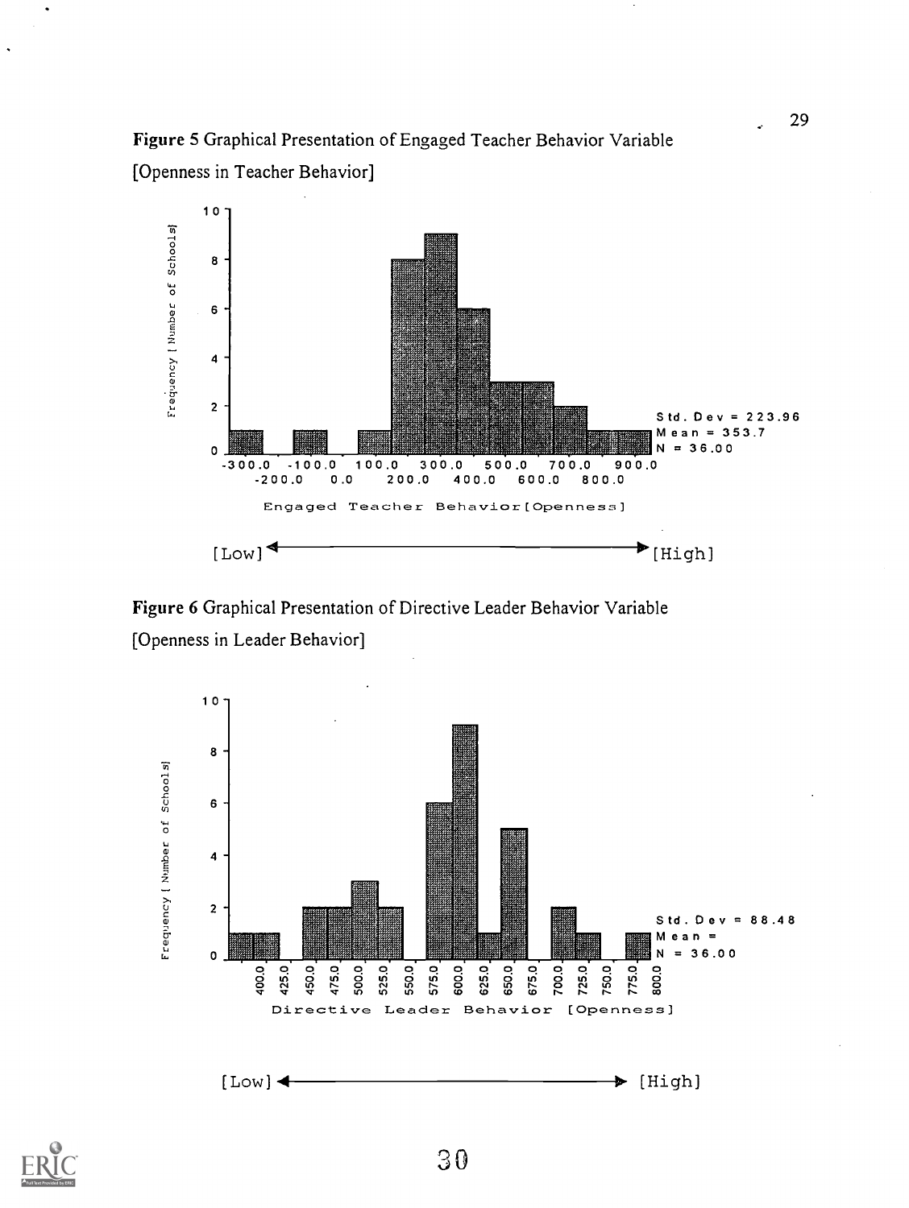**Figure 5** Graphical Presentation of Engaged Teacher Behavior Variable

[Openness in Teacher Behavior]

Std. Dev = 223.96
Mean = 353.7
N = 36.00

Engaged Teacher Behavior [Openness]

[Low] ⟵⟶ [High]

**Figure 6** Graphical Presentation of Directive Leader Behavior Variable

[Openness in Leader Behavior]

Std. Dev = 88.48
Mean =
N = 36.00

Directive Leader Behavior [Openness]

[Low] ⟵⟶ [High]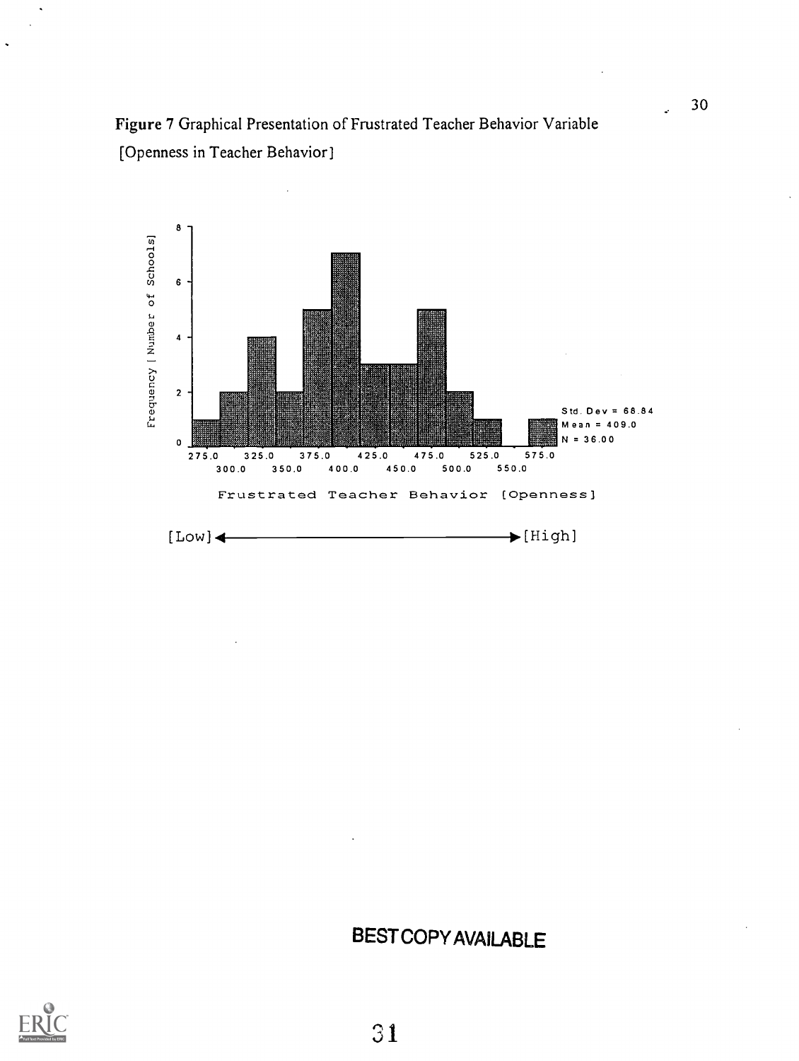Figure 7 Graphical Presentation of Frustrated Teacher Behavior Variable
[Openness in Teacher Behavior]

Frequency [ Number of Schools]

Std. Dev = 68.84
Mean = 409.0
N = 36.00

275.0 300.0 325.0 350.0 375.0 400.0 425.0 450.0 475.0 500.0 525.0 550.0 575.0

Frustrated Teacher Behavior [Openness]

[Low] ← → [High]

BEST COPY AVAILABLE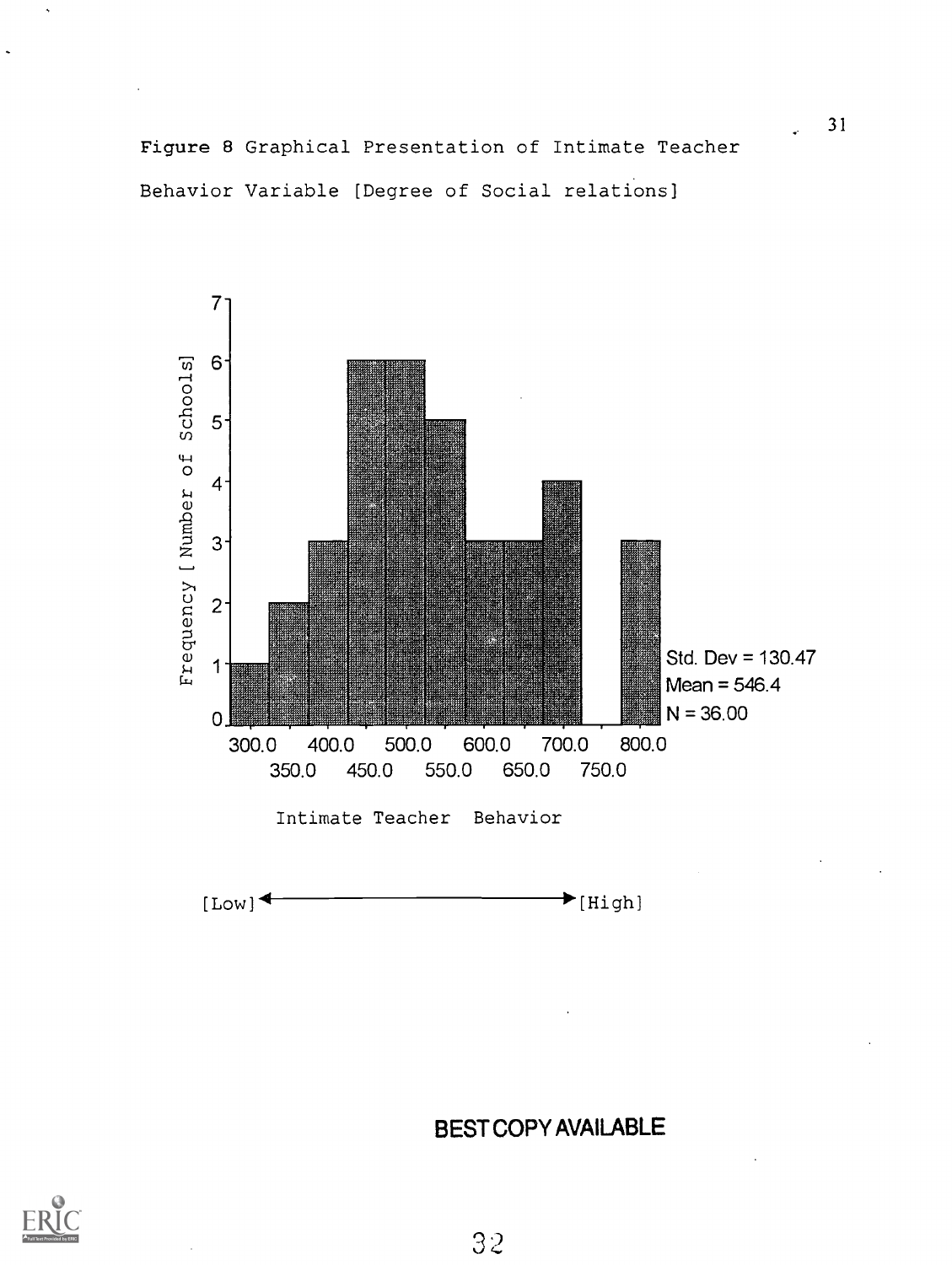**Figure 8** Graphical Presentation of Intimate Teacher Behavior Variable [Degree of Social relations]

Frequency [ Number of Schools]

Std. Dev = 130.47
Mean = 546.4
N = 36.00

300.0 350.0 400.0 450.0 500.0 550.0 600.0 650.0 700.0 750.0 800.0

Intimate Teacher Behavior

[Low] ←——————→ [High]

BEST COPY AVAILABLE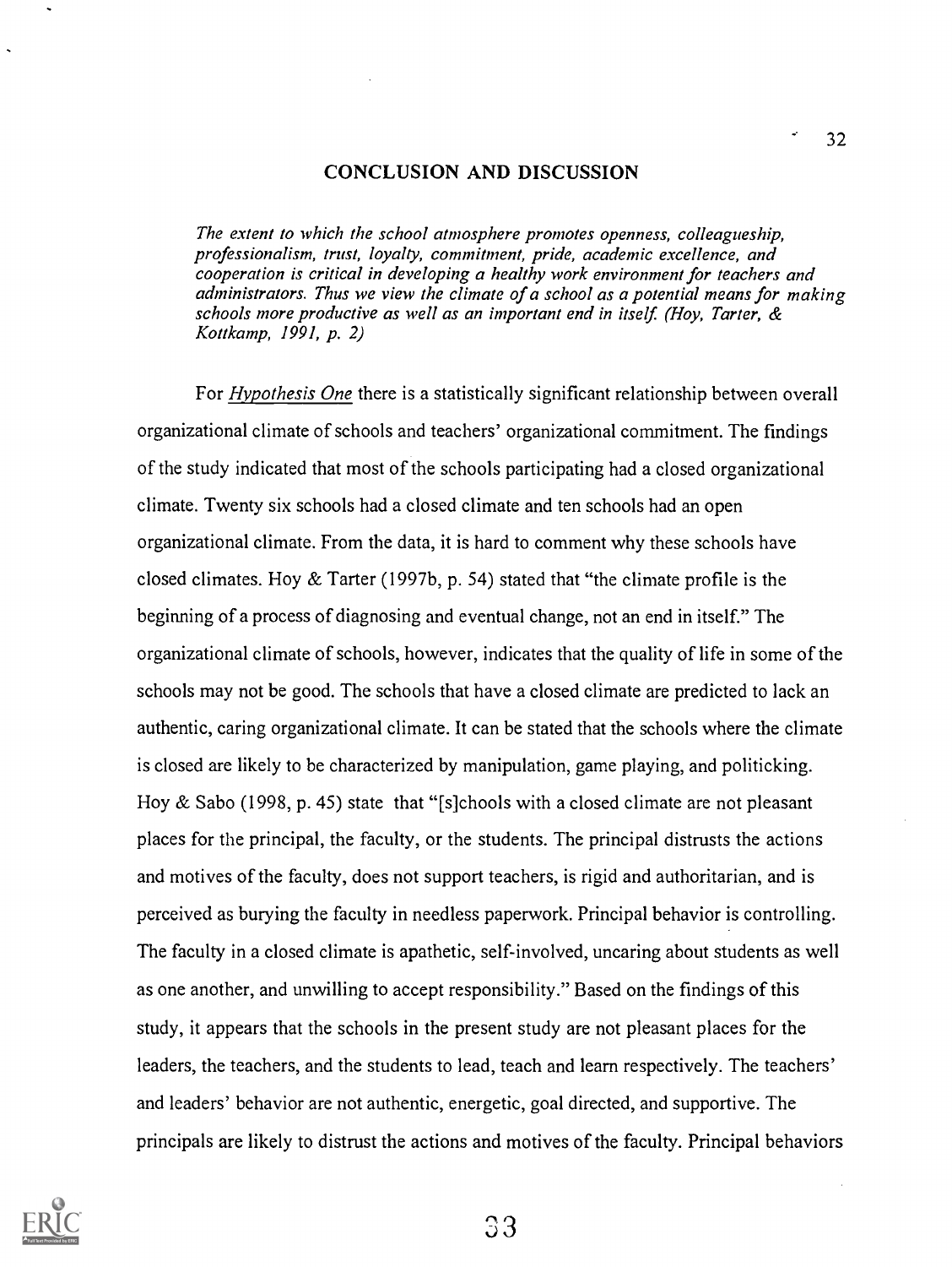## CONCLUSION AND DISCUSSION

> *The extent to which the school atmosphere promotes openness, colleagueship, professionalism, trust, loyalty, commitment, pride, academic excellence, and cooperation is critical in developing a healthy work environment for teachers and administrators. Thus we view the climate of a school as a potential means for making schools more productive as well as an important end in itself. (Hoy, Tarter, & Kottkamp, 1991, p. 2)*

For <u>Hypothesis One</u> there is a statistically significant relationship between overall organizational climate of schools and teachers' organizational commitment. The findings of the study indicated that most of the schools participating had a closed organizational climate. Twenty six schools had a closed climate and ten schools had an open organizational climate. From the data, it is hard to comment why these schools have closed climates. Hoy & Tarter (1997b, p. 54) stated that "the climate profile is the beginning of a process of diagnosing and eventual change, not an end in itself." The organizational climate of schools, however, indicates that the quality of life in some of the schools may not be good. The schools that have a closed climate are predicted to lack an authentic, caring organizational climate. It can be stated that the schools where the climate is closed are likely to be characterized by manipulation, game playing, and politicking. Hoy & Sabo (1998, p. 45) state that "[s]chools with a closed climate are not pleasant places for the principal, the faculty, or the students. The principal distrusts the actions and motives of the faculty, does not support teachers, is rigid and authoritarian, and is perceived as burying the faculty in needless paperwork. Principal behavior is controlling. The faculty in a closed climate is apathetic, self-involved, uncaring about students as well as one another, and unwilling to accept responsibility." Based on the findings of this study, it appears that the schools in the present study are not pleasant places for the leaders, the teachers, and the students to lead, teach and learn respectively. The teachers' and leaders' behavior are not authentic, energetic, goal directed, and supportive. The principals are likely to distrust the actions and motives of the faculty. Principal behaviors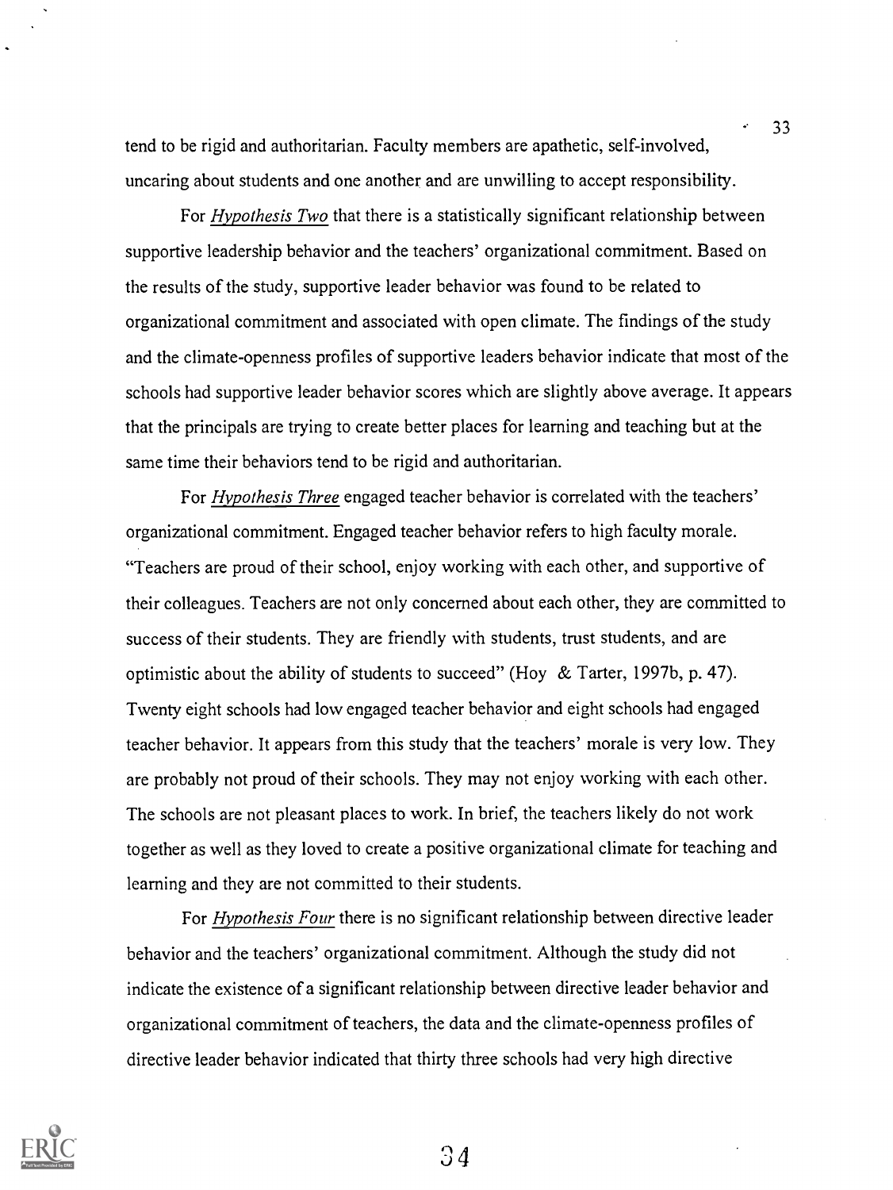tend to be rigid and authoritarian. Faculty members are apathetic, self-involved, uncaring about students and one another and are unwilling to accept responsibility.

For *Hypothesis Two* that there is a statistically significant relationship between supportive leadership behavior and the teachers' organizational commitment. Based on the results of the study, supportive leader behavior was found to be related to organizational commitment and associated with open climate. The findings of the study and the climate-openness profiles of supportive leaders behavior indicate that most of the schools had supportive leader behavior scores which are slightly above average. It appears that the principals are trying to create better places for learning and teaching but at the same time their behaviors tend to be rigid and authoritarian.

For *Hypothesis Three* engaged teacher behavior is correlated with the teachers' organizational commitment. Engaged teacher behavior refers to high faculty morale. "Teachers are proud of their school, enjoy working with each other, and supportive of their colleagues. Teachers are not only concerned about each other, they are committed to success of their students. They are friendly with students, trust students, and are optimistic about the ability of students to succeed" (Hoy & Tarter, 1997b, p. 47). Twenty eight schools had low engaged teacher behavior and eight schools had engaged teacher behavior. It appears from this study that the teachers' morale is very low. They are probably not proud of their schools. They may not enjoy working with each other. The schools are not pleasant places to work. In brief, the teachers likely do not work together as well as they loved to create a positive organizational climate for teaching and learning and they are not committed to their students.

For *Hypothesis Four* there is no significant relationship between directive leader behavior and the teachers' organizational commitment. Although the study did not indicate the existence of a significant relationship between directive leader behavior and organizational commitment of teachers, the data and the climate-openness profiles of directive leader behavior indicated that thirty three schools had very high directive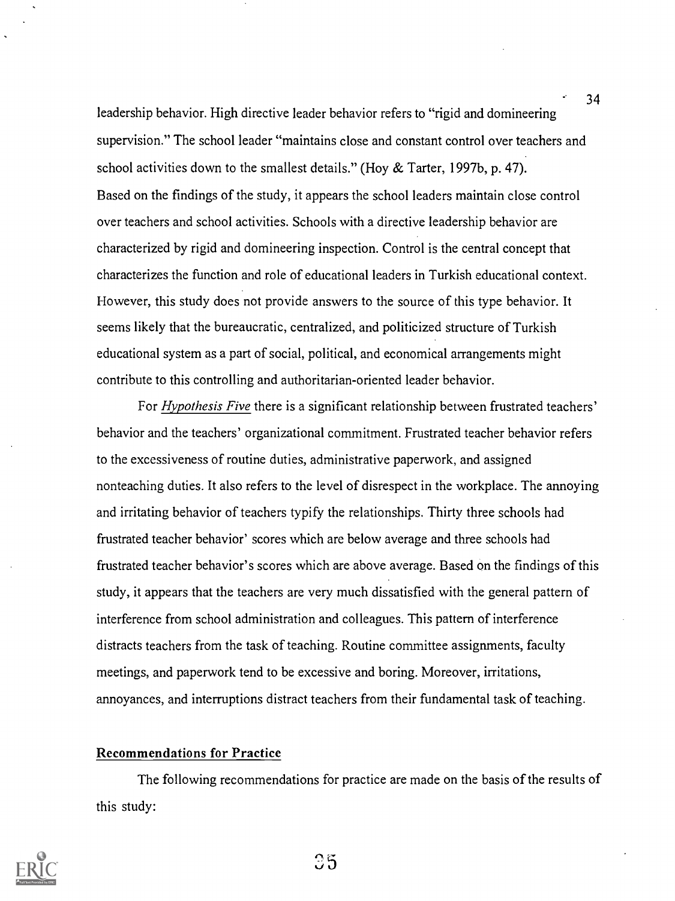leadership behavior. High directive leader behavior refers to "rigid and domineering supervision." The school leader "maintains close and constant control over teachers and school activities down to the smallest details." (Hoy & Tarter, 1997b, p. 47). Based on the findings of the study, it appears the school leaders maintain close control over teachers and school activities. Schools with a directive leadership behavior are characterized by rigid and domineering inspection. Control is the central concept that characterizes the function and role of educational leaders in Turkish educational context. However, this study does not provide answers to the source of this type behavior. It seems likely that the bureaucratic, centralized, and politicized structure of Turkish educational system as a part of social, political, and economical arrangements might contribute to this controlling and authoritarian-oriented leader behavior.

For *Hypothesis Five* there is a significant relationship between frustrated teachers' behavior and the teachers' organizational commitment. Frustrated teacher behavior refers to the excessiveness of routine duties, administrative paperwork, and assigned nonteaching duties. It also refers to the level of disrespect in the workplace. The annoying and irritating behavior of teachers typify the relationships. Thirty three schools had frustrated teacher behavior' scores which are below average and three schools had frustrated teacher behavior's scores which are above average. Based on the findings of this study, it appears that the teachers are very much dissatisfied with the general pattern of interference from school administration and colleagues. This pattern of interference distracts teachers from the task of teaching. Routine committee assignments, faculty meetings, and paperwork tend to be excessive and boring. Moreover, irritations, annoyances, and interruptions distract teachers from their fundamental task of teaching.

## Recommendations for Practice

The following recommendations for practice are made on the basis of the results of this study: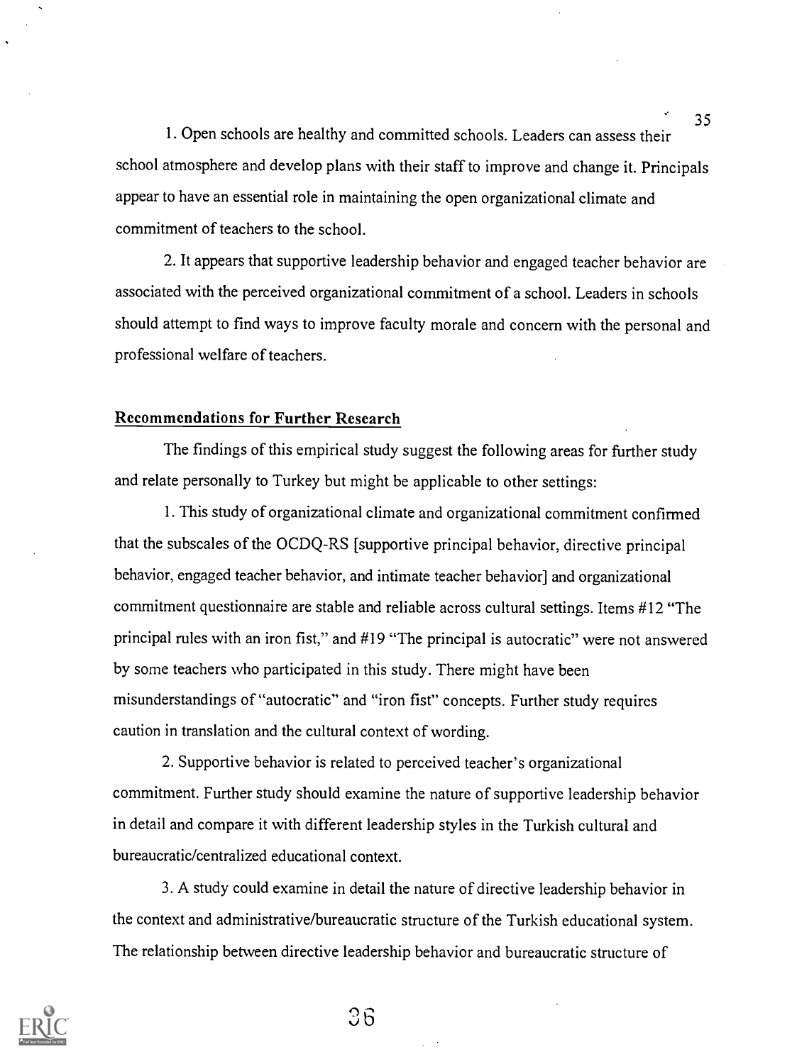1. Open schools are healthy and committed schools. Leaders can assess their school atmosphere and develop plans with their staff to improve and change it. Principals appear to have an essential role in maintaining the open organizational climate and commitment of teachers to the school.

2. It appears that supportive leadership behavior and engaged teacher behavior are associated with the perceived organizational commitment of a school. Leaders in schools should attempt to find ways to improve faculty morale and concern with the personal and professional welfare of teachers.

## Recommendations for Further Research

The findings of this empirical study suggest the following areas for further study and relate personally to Turkey but might be applicable to other settings:

1. This study of organizational climate and organizational commitment confirmed that the subscales of the OCDQ-RS [supportive principal behavior, directive principal behavior, engaged teacher behavior, and intimate teacher behavior] and organizational commitment questionnaire are stable and reliable across cultural settings. Items #12 "The principal rules with an iron fist," and #19 "The principal is autocratic" were not answered by some teachers who participated in this study. There might have been misunderstandings of "autocratic" and "iron fist" concepts. Further study requires caution in translation and the cultural context of wording.

2. Supportive behavior is related to perceived teacher's organizational commitment. Further study should examine the nature of supportive leadership behavior in detail and compare it with different leadership styles in the Turkish cultural and bureaucratic/centralized educational context.

3. A study could examine in detail the nature of directive leadership behavior in the context and administrative/bureaucratic structure of the Turkish educational system. The relationship between directive leadership behavior and bureaucratic structure of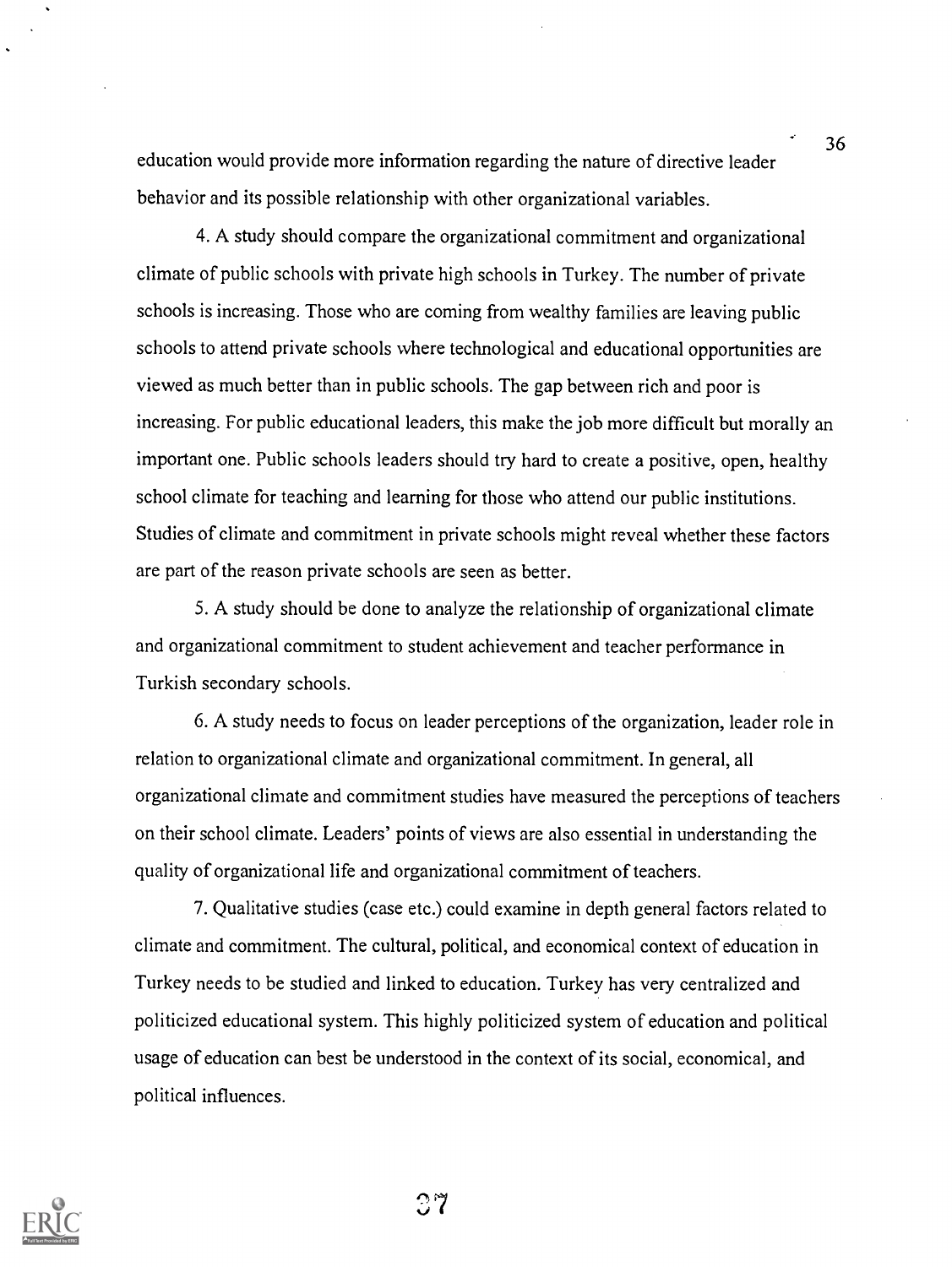education would provide more information regarding the nature of directive leader behavior and its possible relationship with other organizational variables.

4. A study should compare the organizational commitment and organizational climate of public schools with private high schools in Turkey. The number of private schools is increasing. Those who are coming from wealthy families are leaving public schools to attend private schools where technological and educational opportunities are viewed as much better than in public schools. The gap between rich and poor is increasing. For public educational leaders, this make the job more difficult but morally an important one. Public schools leaders should try hard to create a positive, open, healthy school climate for teaching and learning for those who attend our public institutions. Studies of climate and commitment in private schools might reveal whether these factors are part of the reason private schools are seen as better.

5. A study should be done to analyze the relationship of organizational climate and organizational commitment to student achievement and teacher performance in Turkish secondary schools.

6. A study needs to focus on leader perceptions of the organization, leader role in relation to organizational climate and organizational commitment. In general, all organizational climate and commitment studies have measured the perceptions of teachers on their school climate. Leaders' points of views are also essential in understanding the quality of organizational life and organizational commitment of teachers.

7. Qualitative studies (case etc.) could examine in depth general factors related to climate and commitment. The cultural, political, and economical context of education in Turkey needs to be studied and linked to education. Turkey has very centralized and politicized educational system. This highly politicized system of education and political usage of education can best be understood in the context of its social, economical, and political influences.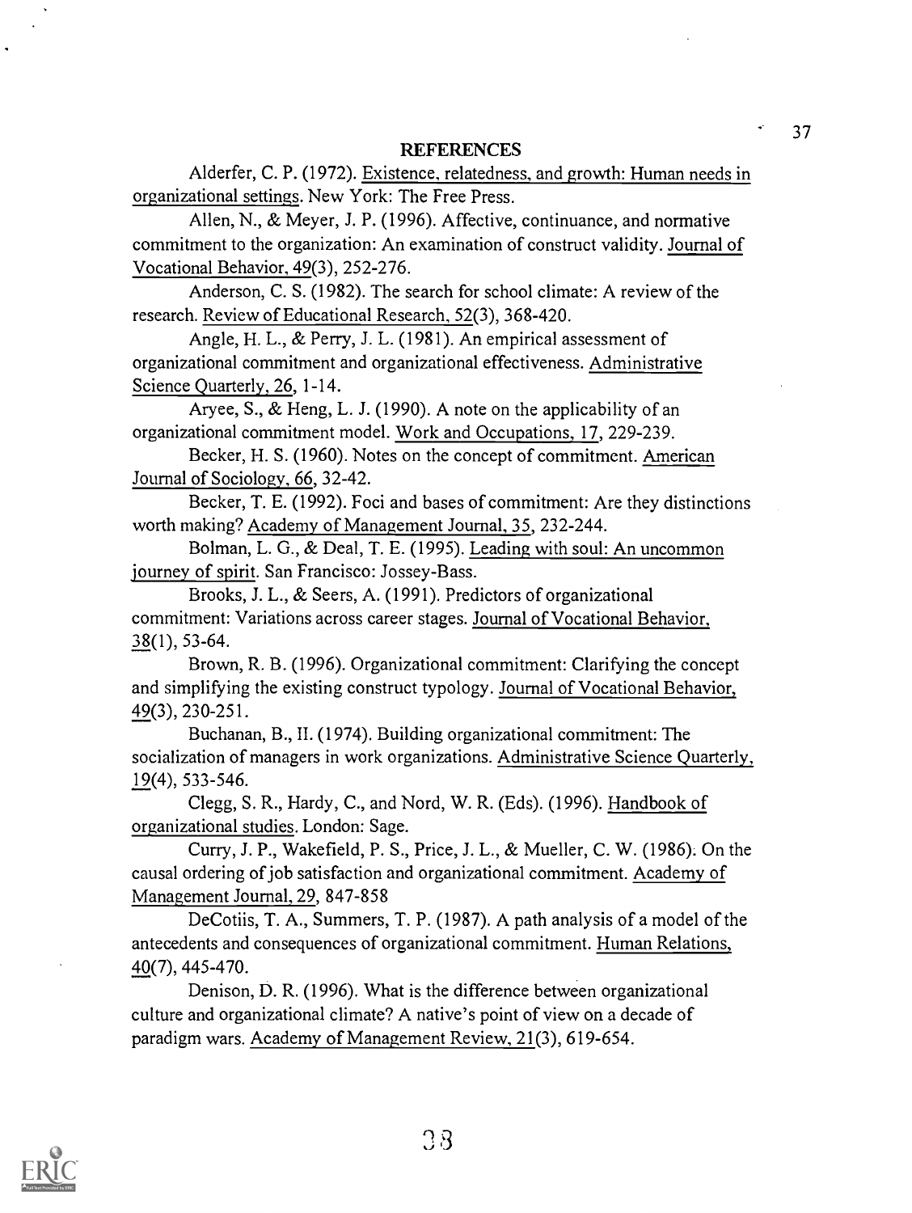## REFERENCES

Alderfer, C. P. (1972). Existence, relatedness, and growth: Human needs in organizational settings. New York: The Free Press.

Allen, N., & Meyer, J. P. (1996). Affective, continuance, and normative commitment to the organization: An examination of construct validity. Journal of Vocational Behavior, 49(3), 252-276.

Anderson, C. S. (1982). The search for school climate: A review of the research. Review of Educational Research, 52(3), 368-420.

Angle, H. L., & Perry, J. L. (1981). An empirical assessment of organizational commitment and organizational effectiveness. Administrative Science Quarterly, 26, 1-14.

Aryee, S., & Heng, L. J. (1990). A note on the applicability of an organizational commitment model. Work and Occupations, 17, 229-239.

Becker, H. S. (1960). Notes on the concept of commitment. American Journal of Sociology, 66, 32-42.

Becker, T. E. (1992). Foci and bases of commitment: Are they distinctions worth making? Academy of Management Journal, 35, 232-244.

Bolman, L. G., & Deal, T. E. (1995). Leading with soul: An uncommon journey of spirit. San Francisco: Jossey-Bass.

Brooks, J. L., & Seers, A. (1991). Predictors of organizational commitment: Variations across career stages. Journal of Vocational Behavior, 38(1), 53-64.

Brown, R. B. (1996). Organizational commitment: Clarifying the concept and simplifying the existing construct typology. Journal of Vocational Behavior, 49(3), 230-251.

Buchanan, B., II. (1974). Building organizational commitment: The socialization of managers in work organizations. Administrative Science Quarterly, 19(4), 533-546.

Clegg, S. R., Hardy, C., and Nord, W. R. (Eds). (1996). Handbook of organizational studies. London: Sage.

Curry, J. P., Wakefield, P. S., Price, J. L., & Mueller, C. W. (1986). On the causal ordering of job satisfaction and organizational commitment. Academy of Management Journal, 29, 847-858

DeCotiis, T. A., Summers, T. P. (1987). A path analysis of a model of the antecedents and consequences of organizational commitment. Human Relations, 40(7), 445-470.

Denison, D. R. (1996). What is the difference between organizational culture and organizational climate? A native's point of view on a decade of paradigm wars. Academy of Management Review, 21(3), 619-654.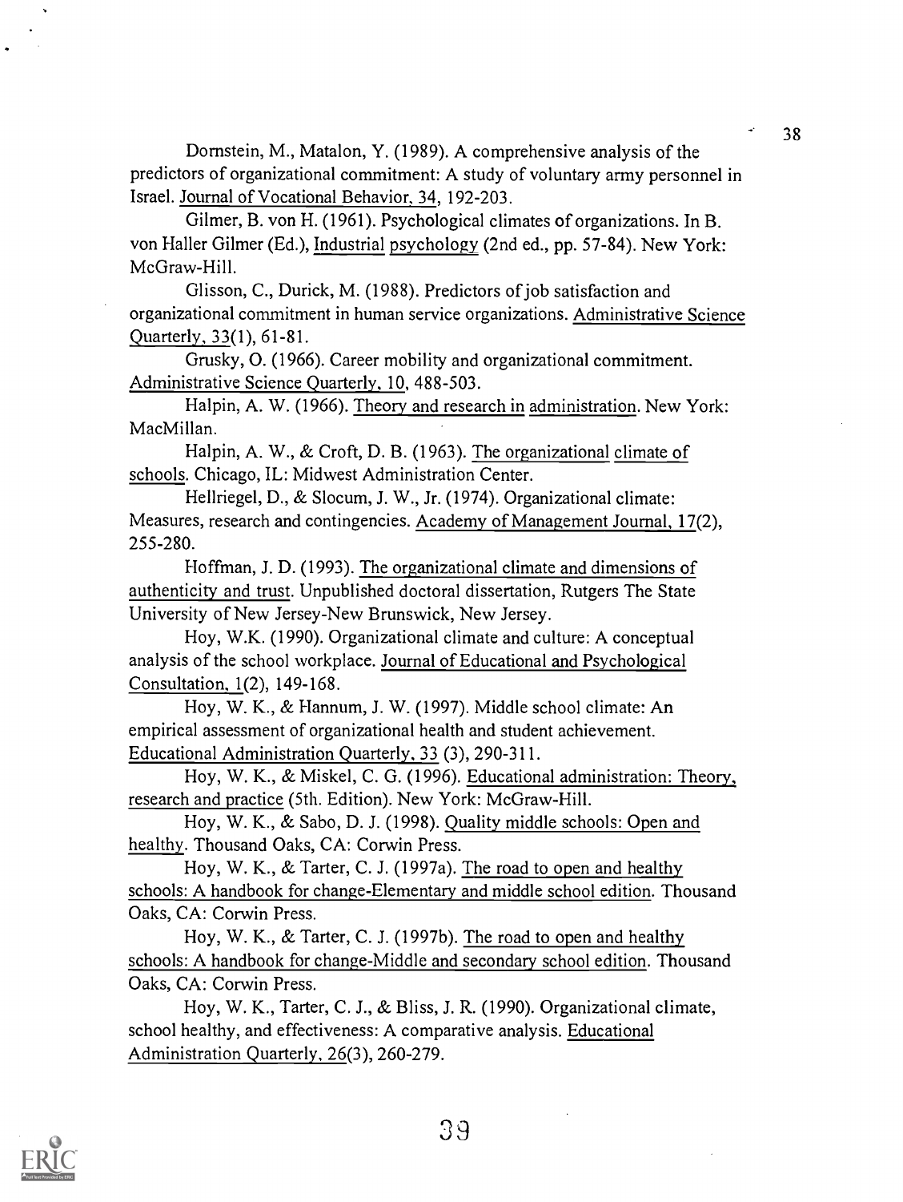Dornstein, M., Matalon, Y. (1989). A comprehensive analysis of the predictors of organizational commitment: A study of voluntary army personnel in Israel. Journal of Vocational Behavior, 34, 192-203.

Gilmer, B. von H. (1961). Psychological climates of organizations. In B. von Haller Gilmer (Ed.), Industrial psychology (2nd ed., pp. 57-84). New York: McGraw-Hill.

Glisson, C., Durick, M. (1988). Predictors of job satisfaction and organizational commitment in human service organizations. Administrative Science Quarterly, 33(1), 61-81.

Grusky, O. (1966). Career mobility and organizational commitment. Administrative Science Quarterly, 10, 488-503.

Halpin, A. W. (1966). Theory and research in administration. New York: MacMillan.

Halpin, A. W., & Croft, D. B. (1963). The organizational climate of schools. Chicago, IL: Midwest Administration Center.

Hellriegel, D., & Slocum, J. W., Jr. (1974). Organizational climate: Measures, research and contingencies. Academy of Management Journal, 17(2), 255-280.

Hoffman, J. D. (1993). The organizational climate and dimensions of authenticity and trust. Unpublished doctoral dissertation, Rutgers The State University of New Jersey-New Brunswick, New Jersey.

Hoy, W.K. (1990). Organizational climate and culture: A conceptual analysis of the school workplace. Journal of Educational and Psychological Consultation, 1(2), 149-168.

Hoy, W. K., & Hannum, J. W. (1997). Middle school climate: An empirical assessment of organizational health and student achievement. Educational Administration Quarterly, 33 (3), 290-311.

Hoy, W. K., & Miskel, C. G. (1996). Educational administration: Theory, research and practice (5th. Edition). New York: McGraw-Hill.

Hoy, W. K., & Sabo, D. J. (1998). Quality middle schools: Open and healthy. Thousand Oaks, CA: Corwin Press.

Hoy, W. K., & Tarter, C. J. (1997a). The road to open and healthy schools: A handbook for change-Elementary and middle school edition. Thousand Oaks, CA: Corwin Press.

Hoy, W. K., & Tarter, C. J. (1997b). The road to open and healthy schools: A handbook for change-Middle and secondary school edition. Thousand Oaks, CA: Corwin Press.

Hoy, W. K., Tarter, C. J., & Bliss, J. R. (1990). Organizational climate, school healthy, and effectiveness: A comparative analysis. Educational Administration Quarterly, 26(3), 260-279.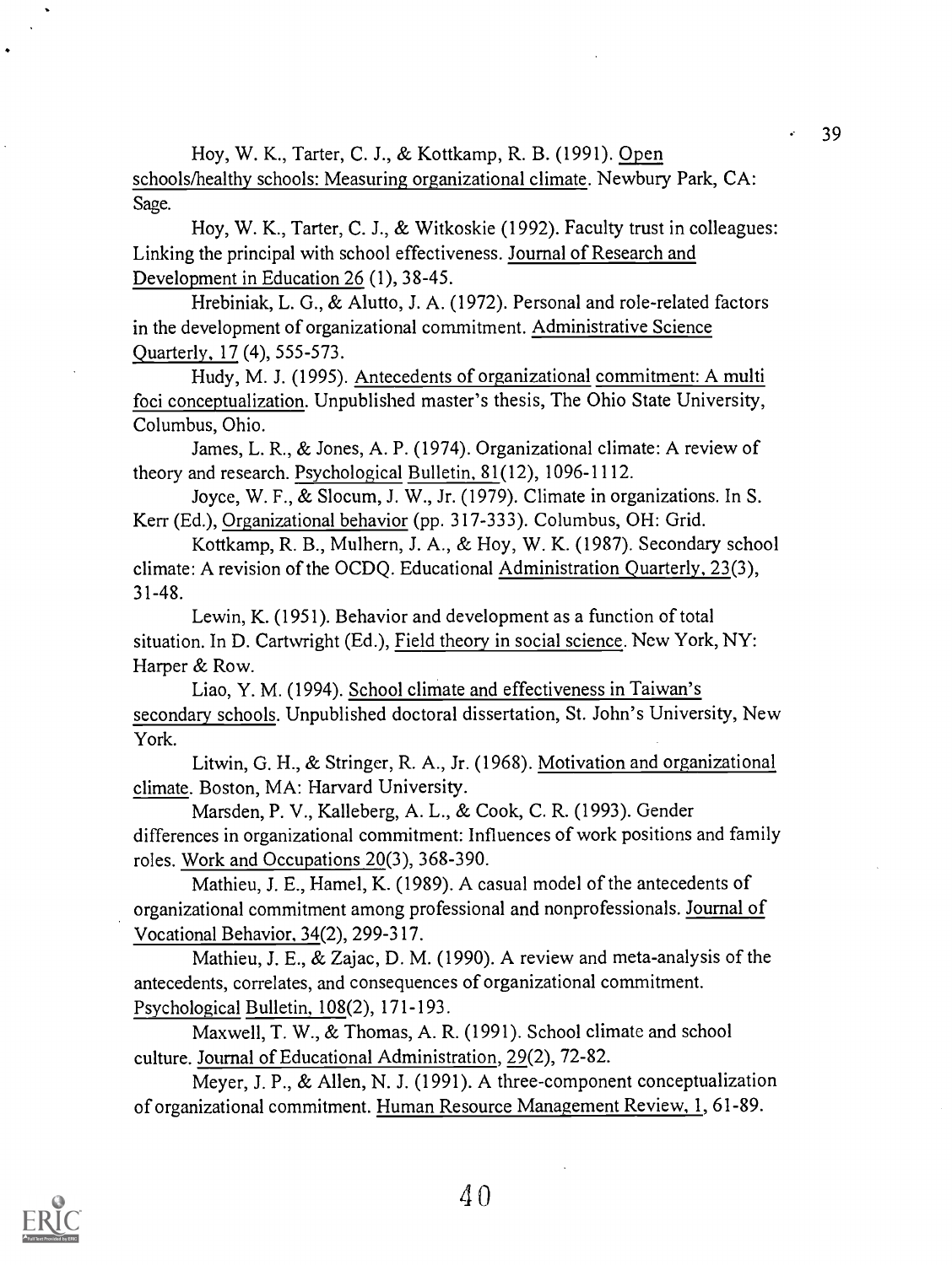Hoy, W. K., Tarter, C. J., & Kottkamp, R. B. (1991). Open schools/healthy schools: Measuring organizational climate. Newbury Park, CA: Sage.

Hoy, W. K., Tarter, C. J., & Witkoskie (1992). Faculty trust in colleagues: Linking the principal with school effectiveness. Journal of Research and Development in Education 26 (1), 38-45.

Hrebiniak, L. G., & Alutto, J. A. (1972). Personal and role-related factors in the development of organizational commitment. Administrative Science Quarterly, 17 (4), 555-573.

Hudy, M. J. (1995). Antecedents of organizational commitment: A multi foci conceptualization. Unpublished master's thesis, The Ohio State University, Columbus, Ohio.

James, L. R., & Jones, A. P. (1974). Organizational climate: A review of theory and research. Psychological Bulletin, 81(12), 1096-1112.

Joyce, W. F., & Slocum, J. W., Jr. (1979). Climate in organizations. In S. Kerr (Ed.), Organizational behavior (pp. 317-333). Columbus, OH: Grid.

Kottkamp, R. B., Mulhern, J. A., & Hoy, W. K. (1987). Secondary school climate: A revision of the OCDQ. Educational Administration Quarterly, 23(3), 31-48.

Lewin, K. (1951). Behavior and development as a function of total situation. In D. Cartwright (Ed.), Field theory in social science. New York, NY: Harper & Row.

Liao, Y. M. (1994). School climate and effectiveness in Taiwan's secondary schools. Unpublished doctoral dissertation, St. John's University, New York.

Litwin, G. H., & Stringer, R. A., Jr. (1968). Motivation and organizational climate. Boston, MA: Harvard University.

Marsden, P. V., Kalleberg, A. L., & Cook, C. R. (1993). Gender differences in organizational commitment: Influences of work positions and family roles. Work and Occupations 20(3), 368-390.

Mathieu, J. E., Hamel, K. (1989). A casual model of the antecedents of organizational commitment among professional and nonprofessionals. Journal of Vocational Behavior, 34(2), 299-317.

Mathieu, J. E., & Zajac, D. M. (1990). A review and meta-analysis of the antecedents, correlates, and consequences of organizational commitment. Psychological Bulletin, 108(2), 171-193.

Maxwell, T. W., & Thomas, A. R. (1991). School climate and school culture. Journal of Educational Administration, 29(2), 72-82.

Meyer, J. P., & Allen, N. J. (1991). A three-component conceptualization of organizational commitment. Human Resource Management Review, 1, 61-89.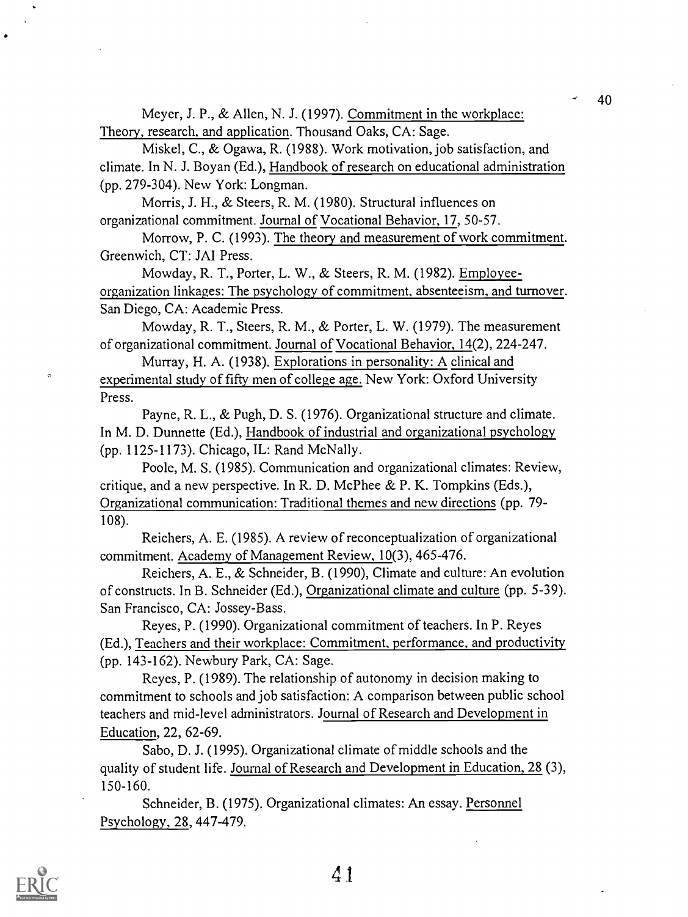Meyer, J. P., & Allen, N. J. (1997). Commitment in the workplace: Theory, research, and application. Thousand Oaks, CA: Sage.

Miskel, C., & Ogawa, R. (1988). Work motivation, job satisfaction, and climate. In N. J. Boyan (Ed.), Handbook of research on educational administration (pp. 279-304). New York: Longman.

Morris, J. H., & Steers, R. M. (1980). Structural influences on organizational commitment. Journal of Vocational Behavior, 17, 50-57.

Morrow, P. C. (1993). The theory and measurement of work commitment. Greenwich, CT: JAI Press.

Mowday, R. T., Porter, L. W., & Steers, R. M. (1982). Employee-organization linkages: The psychology of commitment, absenteeism, and turnover. San Diego, CA: Academic Press.

Mowday, R. T., Steers, R. M., & Porter, L. W. (1979). The measurement of organizational commitment. Journal of Vocational Behavior, 14(2), 224-247.

Murray, H. A. (1938). Explorations in personality: A clinical and experimental study of fifty men of college age. New York: Oxford University Press.

Payne, R. L., & Pugh, D. S. (1976). Organizational structure and climate. In M. D. Dunnette (Ed.), Handbook of industrial and organizational psychology (pp. 1125-1173). Chicago, IL: Rand McNally.

Poole, M. S. (1985). Communication and organizational climates: Review, critique, and a new perspective. In R. D. McPhee & P. K. Tompkins (Eds.), Organizational communication: Traditional themes and new directions (pp. 79-108).

Reichers, A. E. (1985). A review of reconceptualization of organizational commitment. Academy of Management Review, 10(3), 465-476.

Reichers, A. E., & Schneider, B. (1990), Climate and culture: An evolution of constructs. In B. Schneider (Ed.), Organizational climate and culture (pp. 5-39). San Francisco, CA: Jossey-Bass.

Reyes, P. (1990). Organizational commitment of teachers. In P. Reyes (Ed.), Teachers and their workplace: Commitment, performance, and productivity (pp. 143-162). Newbury Park, CA: Sage.

Reyes, P. (1989). The relationship of autonomy in decision making to commitment to schools and job satisfaction: A comparison between public school teachers and mid-level administrators. Journal of Research and Development in Education, 22, 62-69.

Sabo, D. J. (1995). Organizational climate of middle schools and the quality of student life. Journal of Research and Development in Education, 28 (3), 150-160.

Schneider, B. (1975). Organizational climates: An essay. Personnel Psychology, 28, 447-479.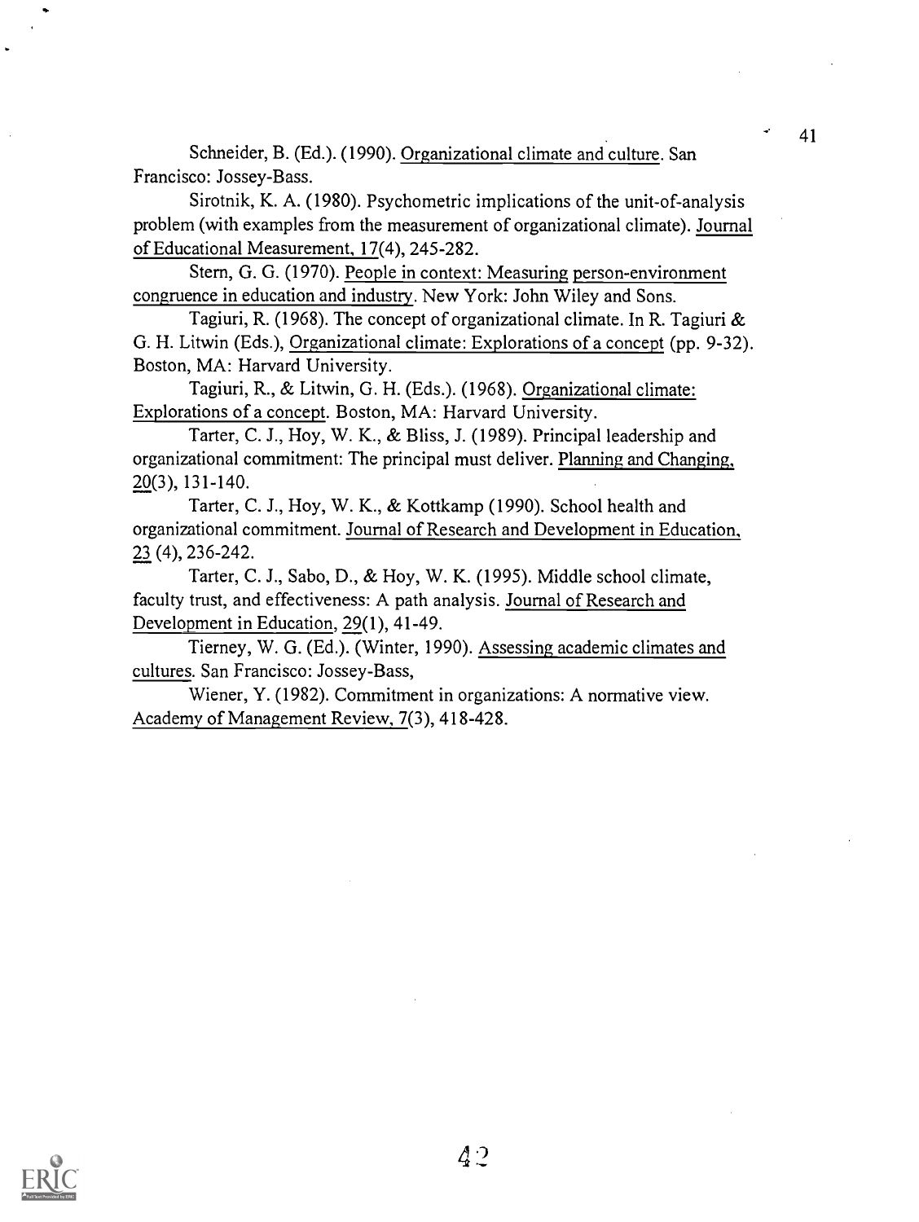Schneider, B. (Ed.). (1990). Organizational climate and culture. San Francisco: Jossey-Bass.

Sirotnik, K. A. (1980). Psychometric implications of the unit-of-analysis problem (with examples from the measurement of organizational climate). Journal of Educational Measurement, 17(4), 245-282.

Stern, G. G. (1970). People in context: Measuring person-environment congruence in education and industry. New York: John Wiley and Sons.

Tagiuri, R. (1968). The concept of organizational climate. In R. Tagiuri & G. H. Litwin (Eds.), Organizational climate: Explorations of a concept (pp. 9-32). Boston, MA: Harvard University.

Tagiuri, R., & Litwin, G. H. (Eds.). (1968). Organizational climate: Explorations of a concept. Boston, MA: Harvard University.

Tarter, C. J., Hoy, W. K., & Bliss, J. (1989). Principal leadership and organizational commitment: The principal must deliver. Planning and Changing, 20(3), 131-140.

Tarter, C. J., Hoy, W. K., & Kottkamp (1990). School health and organizational commitment. Journal of Research and Development in Education, 23 (4), 236-242.

Tarter, C. J., Sabo, D., & Hoy, W. K. (1995). Middle school climate, faculty trust, and effectiveness: A path analysis. Journal of Research and Development in Education, 29(1), 41-49.

Tierney, W. G. (Ed.). (Winter, 1990). Assessing academic climates and cultures. San Francisco: Jossey-Bass,

Wiener, Y. (1982). Commitment in organizations: A normative view. Academy of Management Review, 7(3), 418-428.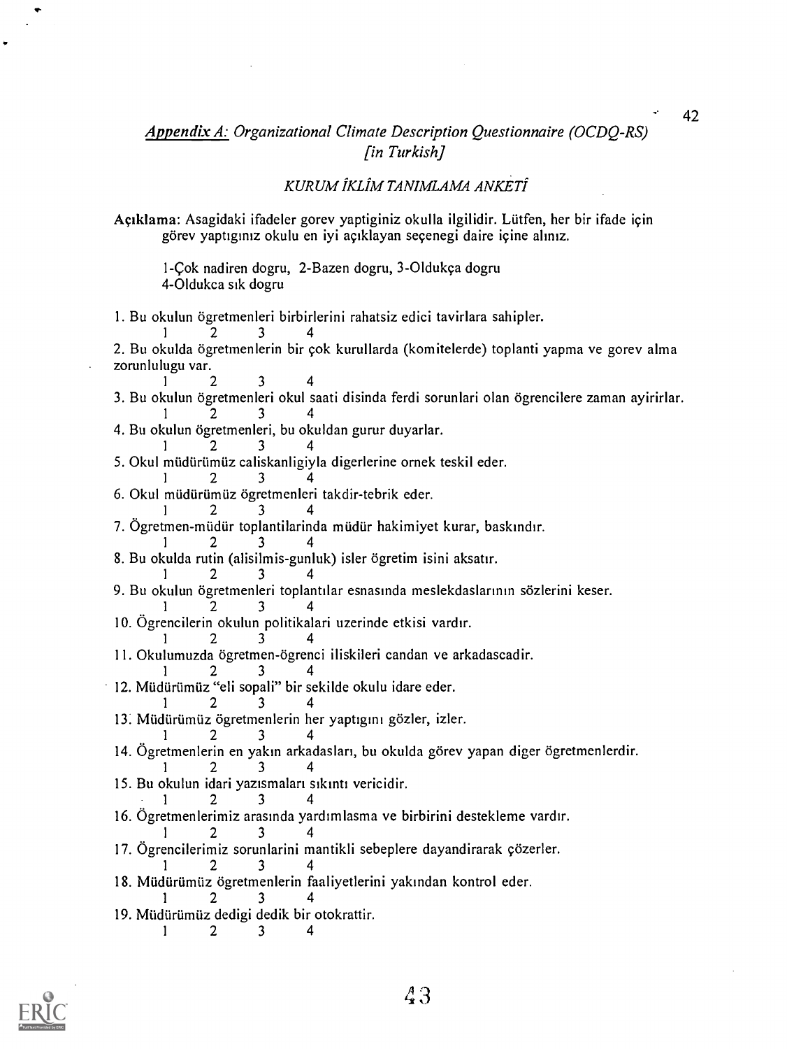## *Appendix A: Organizational Climate Description Questionnaire (OCDQ-RS) [in Turkish]*

### *KURUM İKLÎM TANIMLAMA ANKETÎ*

**Açıklama**: Asagidaki ifadeler gorev yaptiginiz okulla ilgilidir. Lütfen, her bir ifade için görev yaptıgınız okulu en iyi açıklayan seçenegi daire içine alınız.

1-Çok nadiren dogru, 2-Bazen dogru, 3-Oldukça dogru
4-Oldukca sık dogru

1. Bu okulun ögretmenleri birbirlerini rahatsiz edici tavirlara sahipler.
   1 2 3 4
2. Bu okulda ögretmenlerin bir çok kurullarda (komitelerde) toplanti yapma ve gorev alma zorunlulugu var.
   1 2 3 4
3. Bu okulun ögretmenleri okul saati disinda ferdi sorunlari olan ögrencilere zaman ayirirlar.
   1 2 3 4
4. Bu okulun ögretmenleri, bu okuldan gurur duyarlar.
   1 2 3 4
5. Okul müdürümüz caliskanligiyla digerlerine ornek teskil eder.
   1 2 3 4
6. Okul müdürümüz ögretmenleri takdir-tebrik eder.
   1 2 3 4
7. Ögretmen-müdür toplantilarinda müdür hakimiyet kurar, baskındır.
   1 2 3 4
8. Bu okulda rutin (alisilmis-gunluk) isler ögretim isini aksatır.
   1 2 3 4
9. Bu okulun ögretmenleri toplantılar esnasında meslekdaslarının sözlerini keser.
   1 2 3 4
10. Ögrencilerin okulun politikalari uzerinde etkisi vardır.
    1 2 3 4
11. Okulumuzda ögretmen-ögrenci iliskileri candan ve arkadascadir.
    1 2 3 4
12. Müdürümüz "eli sopali" bir sekilde okulu idare eder.
    1 2 3 4
13. Müdürümüz ögretmenlerin her yaptıgını gözler, izler.
    1 2 3 4
14. Ögretmenlerin en yakın arkadasları, bu okulda görev yapan diger ögretmenlerdir.
    1 2 3 4
15. Bu okulun idari yazısmaları sıkıntı vericidir.
    1 2 3 4
16. Ögretmenlerimiz arasında yardımlasma ve birbirini destekleme vardır.
    1 2 3 4
17. Ögrencilerimiz sorunlarini mantikli sebeplere dayandirarak çözerler.
    1 2 3 4
18. Müdürümüz ögretmenlerin faaliyetlerini yakından kontrol eder.
    1 2 3 4
19. Müdürümüz dedigi dedik bir otokrattir.
    1 2 3 4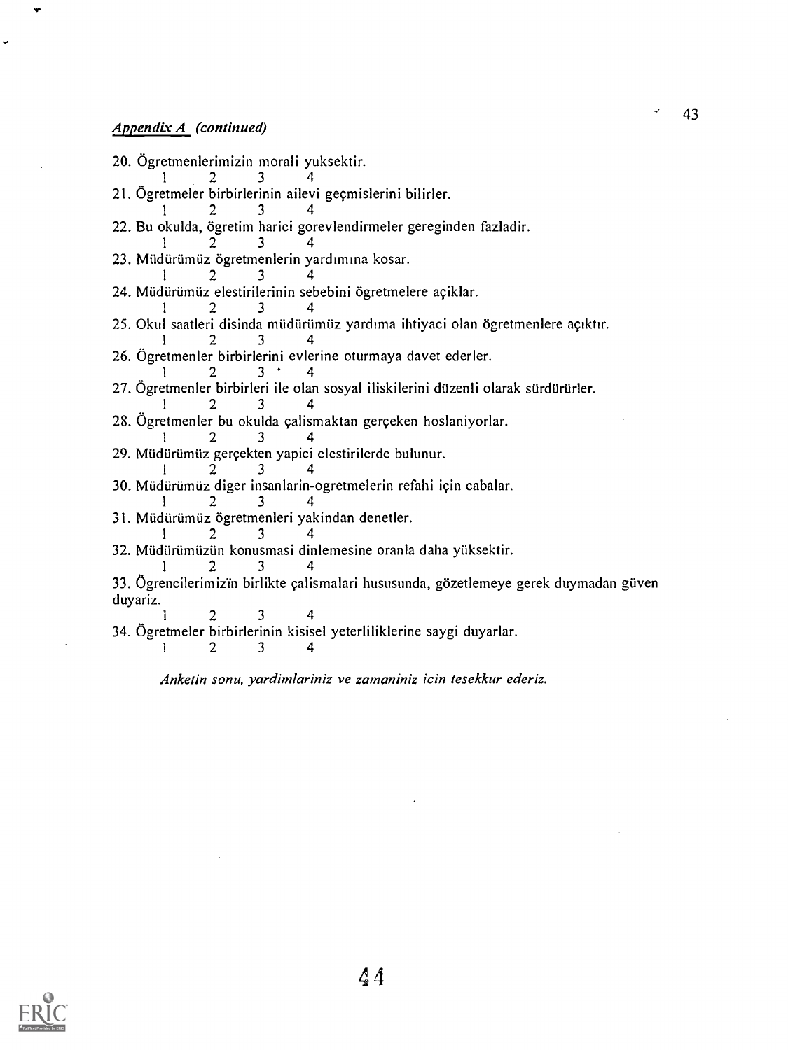*Appendix A (continued)*

20. Ögretmenlerimizin morali yuksektir.
    1 2 3 4
21. Ögretmeler birbirlerinin ailevi geçmislerini bilirler.
    1 2 3 4
22. Bu okulda, ögretim harici gorevlendirmeler gereginden fazladir.
    1 2 3 4
23. Müdürümüz öğretmenlerin yardımına kosar.
    1 2 3 4
24. Müdürümüz elestirilerinin sebebini ögretmelere açiklar.
    1 2 3 4
25. Okul saatleri disinda müdürümüz yardıma ihtiyaci olan öğretmenlere açıktır.
    1 2 3 4
26. Ögretmenler birbirlerini evlerine oturmaya davet ederler.
    1 2 3 4
27. Ögretmenler birbirleri ile olan sosyal iliskilerini düzenli olarak sürdürürler.
    1 2 3 4
28. Ögretmenler bu okulda çalismaktan gerçeken hoslaniyorlar.
    1 2 3 4
29. Müdürümüz gerçekten yapici elestirilerde bulunur.
    1 2 3 4
30. Müdürümüz diger insanlarin-ogretmelerin refahi için cabalar.
    1 2 3 4
31. Müdürümüz öğretmenleri yakindan denetler.
    1 2 3 4
32. Müdürümüzün konusmasi dinlemesine oranla daha yüksektir.
    1 2 3 4
33. Ögrencilerimizin birlikte çalismalari hususunda, gözetlemeye gerek duymadan güven duyariz.
    1 2 3 4
34. Ögretmeler birbirlerinin kisisel yeterliliklerine saygi duyarlar.
    1 2 3 4

*Anketin sonu, yardimlariniz ve zamaniniz icin tesekkur ederiz.*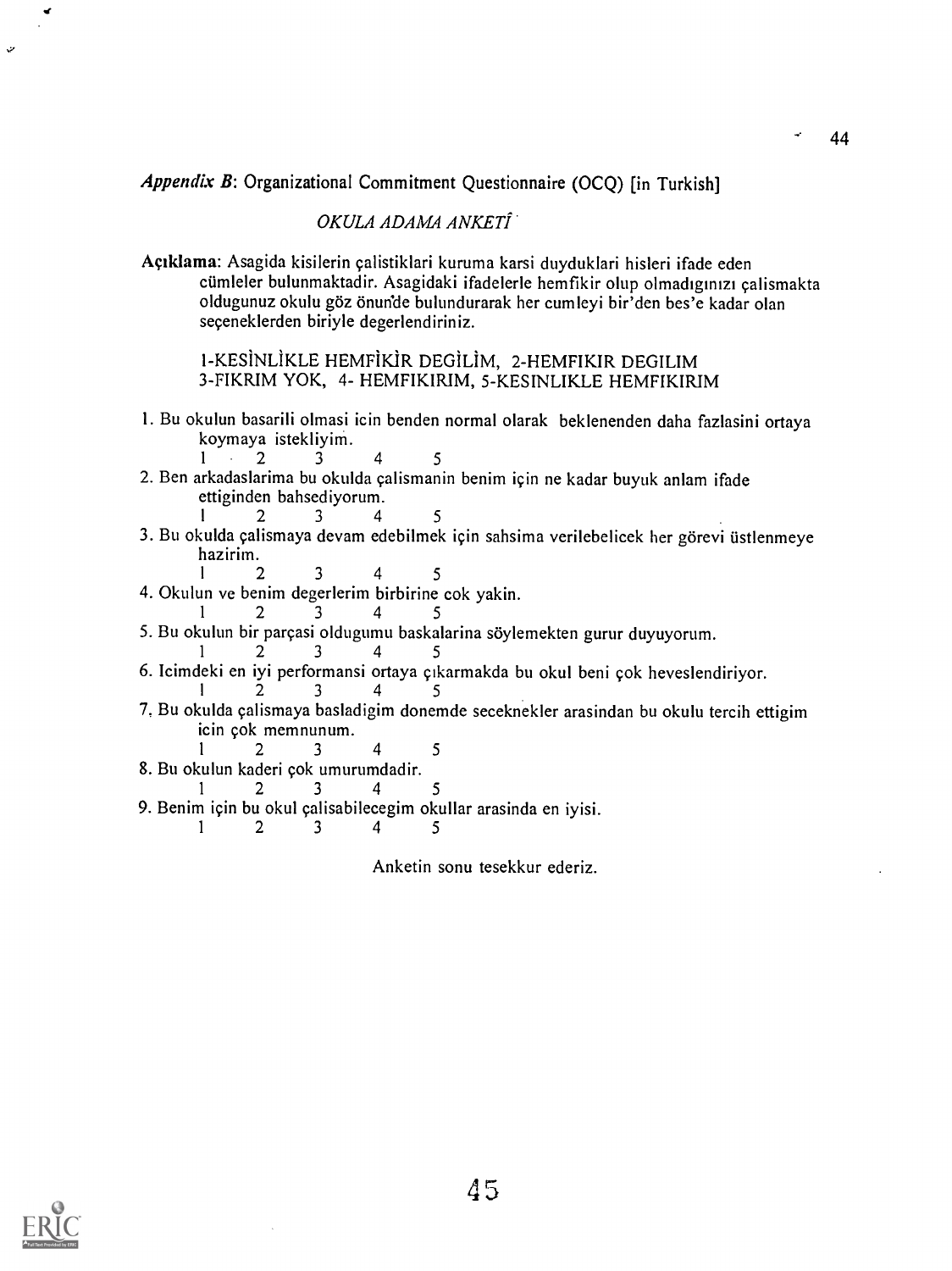*Appendix B*: Organizational Commitment Questionnaire (OCQ) [in Turkish]

*OKULA ADAMA ANKETİ*

**Açıklama**: Asagida kisilerin çalistiklari kuruma karsi duyduklari hisleri ifade eden cümleler bulunmaktadir. Asagidaki ifadelerle hemfikir olup olmadıgınızı çalismakta oldugunuz okulu göz önun'de bulundurarak her cumleyi bir'den bes'e kadar olan seçeneklerden biriyle degerlendiriniz.

1-KESİNLİKLE HEMFİKİR DEGİLİM, 2-HEMFIKIR DEGILIM
3-FIKRIM YOK, 4- HEMFIKIRIM, 5-KESINLIKLE HEMFIKIRIM

1. Bu okulun basarili olmasi icin benden normal olarak beklenenden daha fazlasini ortaya koymaya istekliyim.
   1 2 3 4 5
2. Ben arkadaslarima bu okulda çalismanin benim için ne kadar buyuk anlam ifade ettiginden bahsediyorum.
   1 2 3 4 5
3. Bu okulda çalismaya devam edebilmek için sahsima verilebelicek her görevi üstlenmeye hazirim.
   1 2 3 4 5
4. Okulun ve benim degerlerim birbirine cok yakin.
   1 2 3 4 5
5. Bu okulun bir parçasi oldugumu baskalarina söylemekten gurur duyuyorum.
   1 2 3 4 5
6. Icimdeki en iyi performansi ortaya çıkarmakda bu okul beni çok heveslendiriyor.
   1 2 3 4 5
7. Bu okulda çalismaya basladigim donemde seceknekler arasindan bu okulu tercih ettigim icin çok memnunum.
   1 2 3 4 5
8. Bu okulun kaderi çok umurumdadir.
   1 2 3 4 5
9. Benim için bu okul çalisabilecegim okullar arasinda en iyisi.
   1 2 3 4 5

Anketin sonu tesekkur ederiz.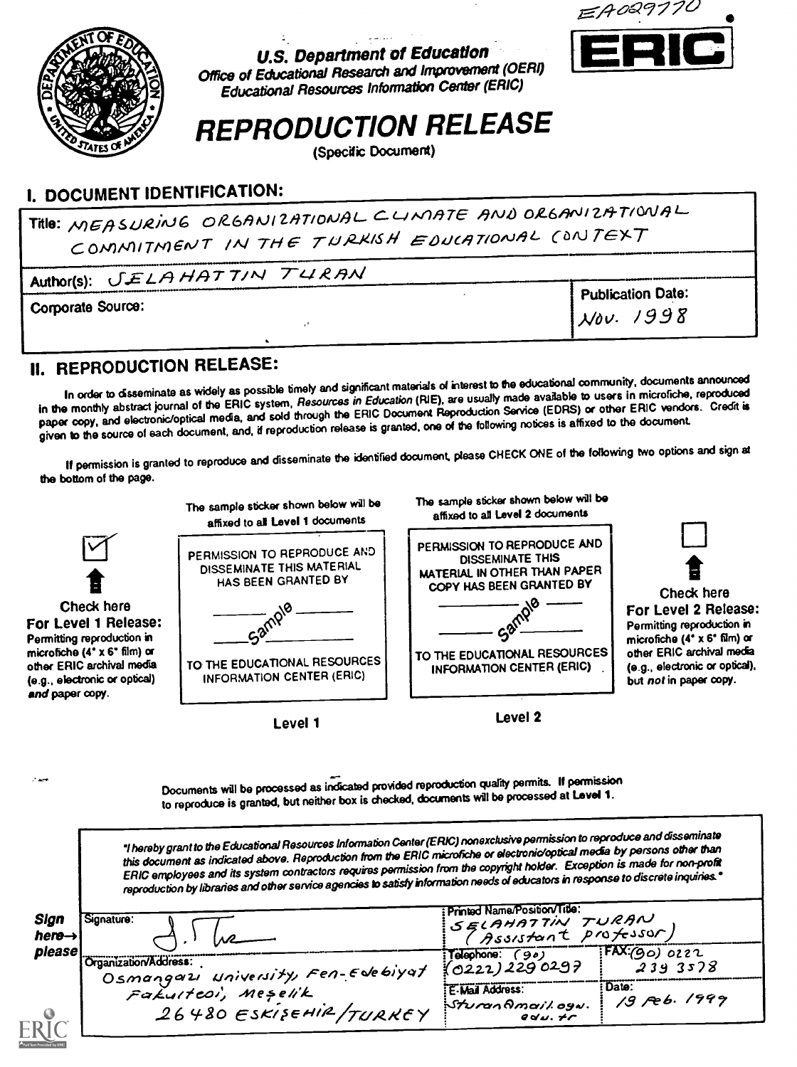EA029770

**ERIC**

**U.S. Department of Education**
*Office of Educational Research and Improvement (OERI)*
*Educational Resources Information Center (ERIC)*

# REPRODUCTION RELEASE

(Specific Document)

## I. DOCUMENT IDENTIFICATION:

| | |
|---|---|
| Title: MEASURING ORGANIZATIONAL CLIMATE AND ORGANIZATIONAL COMMITMENT IN THE TURKISH EDUCATIONAL CONTEXT | |
| Author(s): SELAHATTIN TURAN | |
| Corporate Source: | Publication Date: Nov. 1998 |

## II. REPRODUCTION RELEASE:

In order to disseminate as widely as possible timely and significant materials of interest to the educational community, documents announced in the monthly abstract journal of the ERIC system, *Resources in Education* (RIE), are usually made available to users in microfiche, reproduced paper copy, and electronic/optical media, and sold through the ERIC Document Reproduction Service (EDRS) or other ERIC vendors. Credit is given to the source of each document, and, if reproduction release is granted, one of the following notices is affixed to the document.

If permission is granted to reproduce and disseminate the identified document, please CHECK ONE of the following two options and sign at the bottom of the page.

| | The sample sticker shown below will be affixed to all Level 1 documents | The sample sticker shown below will be affixed to all Level 2 documents | |
|---|---|---|---|
| ☑ Check here **For Level 1 Release:** Permitting reproduction in microfiche (4" x 6" film) or other ERIC archival media (e.g., electronic or optical) *and* paper copy. | PERMISSION TO REPRODUCE AND DISSEMINATE THIS MATERIAL HAS BEEN GRANTED BY _____ Sample _____ TO THE EDUCATIONAL RESOURCES INFORMATION CENTER (ERIC) | PERMISSION TO REPRODUCE AND DISSEMINATE THIS MATERIAL IN OTHER THAN PAPER COPY HAS BEEN GRANTED BY _____ Sample _____ TO THE EDUCATIONAL RESOURCES INFORMATION CENTER (ERIC) | ☐ Check here **For Level 2 Release:** Permitting reproduction in microfiche (4" x 6" film) or other ERIC archival media (e.g., electronic or optical), but *not* in paper copy. |
| | Level 1 | Level 2 | |

Documents will be processed as indicated provided reproduction quality permits. If permission to reproduce is granted, but neither box is checked, documents will be processed at Level 1.

*"I hereby grant to the Educational Resources Information Center (ERIC) nonexclusive permission to reproduce and disseminate this document as indicated above. Reproduction from the ERIC microfiche or electronic/optical media by persons other than ERIC employees and its system contractors requires permission from the copyright holder. Exception is made for non-profit reproduction by libraries and other service agencies to satisfy information needs of educators in response to discrete inquiries."*

**Sign here→ please**

| | | |
|---|---|---|
| Signature: [signature] | Printed Name/Position/Title: SELAHATTIN TURAN (Assistant professor) | |
| Organization/Address: Osmangazi University, Fen-Edebiyat Fakultesi, Meşelik 26480 ESKISEHIR/TURKEY | Telephone: (90) (0222) 229 0297 | FAX: (90) 0222 239 3578 |
| | E-Mail Address: sturan@mail.ogu.edu.tr | Date: 19 Feb. 1999 |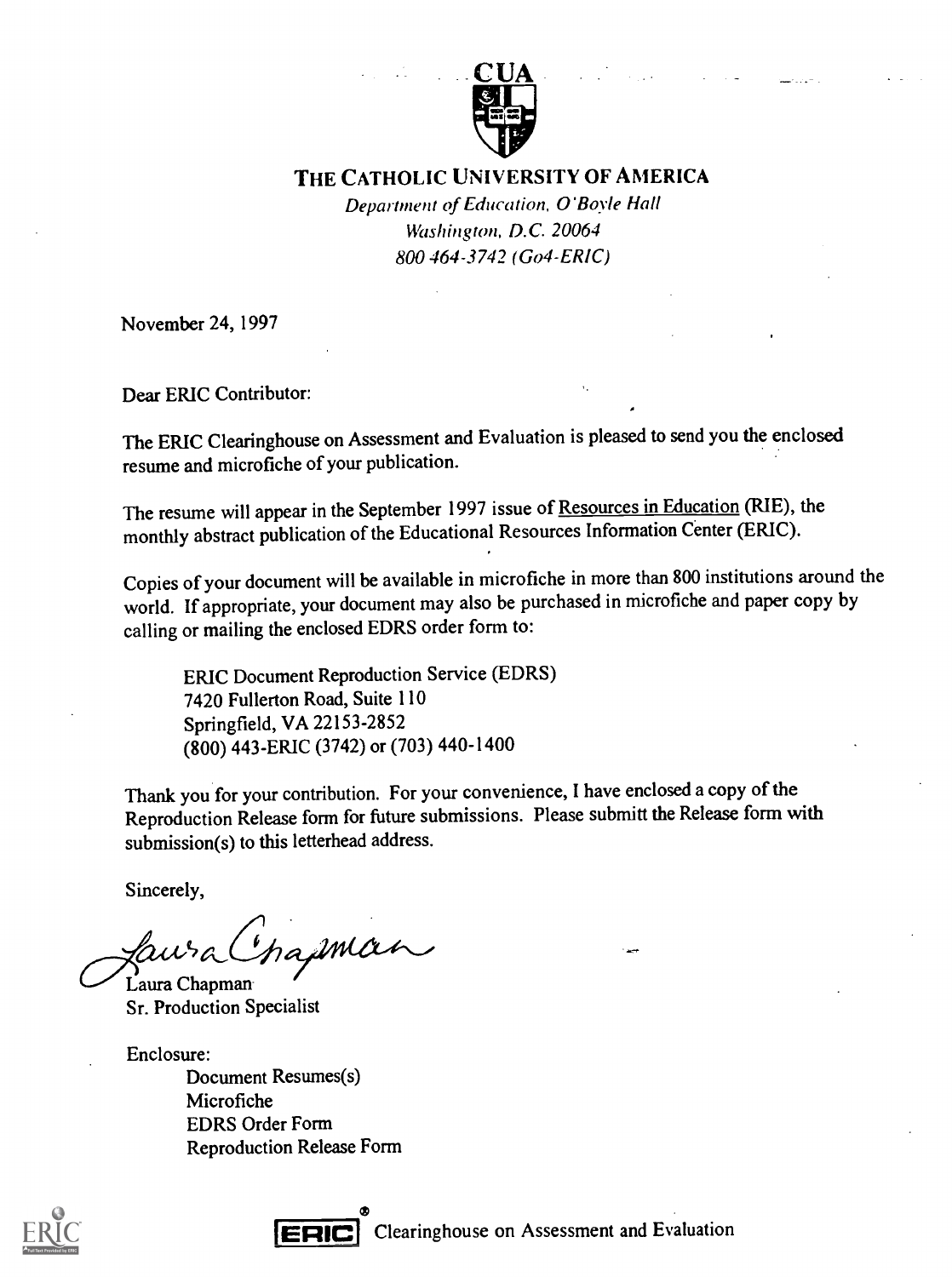CUA

# THE CATHOLIC UNIVERSITY OF AMERICA

*Department of Education, O'Boyle Hall*
*Washington, D.C. 20064*
*800 464-3742 (Go4-ERIC)*

November 24, 1997

Dear ERIC Contributor:

The ERIC Clearinghouse on Assessment and Evaluation is pleased to send you the enclosed resume and microfiche of your publication.

The resume will appear in the September 1997 issue of Resources in Education (RIE), the monthly abstract publication of the Educational Resources Information Center (ERIC).

Copies of your document will be available in microfiche in more than 800 institutions around the world. If appropriate, your document may also be purchased in microfiche and paper copy by calling or mailing the enclosed EDRS order form to:

> ERIC Document Reproduction Service (EDRS)
> 7420 Fullerton Road, Suite 110
> Springfield, VA 22153-2852
> (800) 443-ERIC (3742) or (703) 440-1400

Thank you for your contribution. For your convenience, I have enclosed a copy of the Reproduction Release form for future submissions. Please submitt the Release form with submission(s) to this letterhead address.

Sincerely,

Laura Chapman

Laura Chapman
Sr. Production Specialist

Enclosure:
- Document Resumes(s)
- Microfiche
- EDRS Order Form
- Reproduction Release Form

ERIC Clearinghouse on Assessment and Evaluation